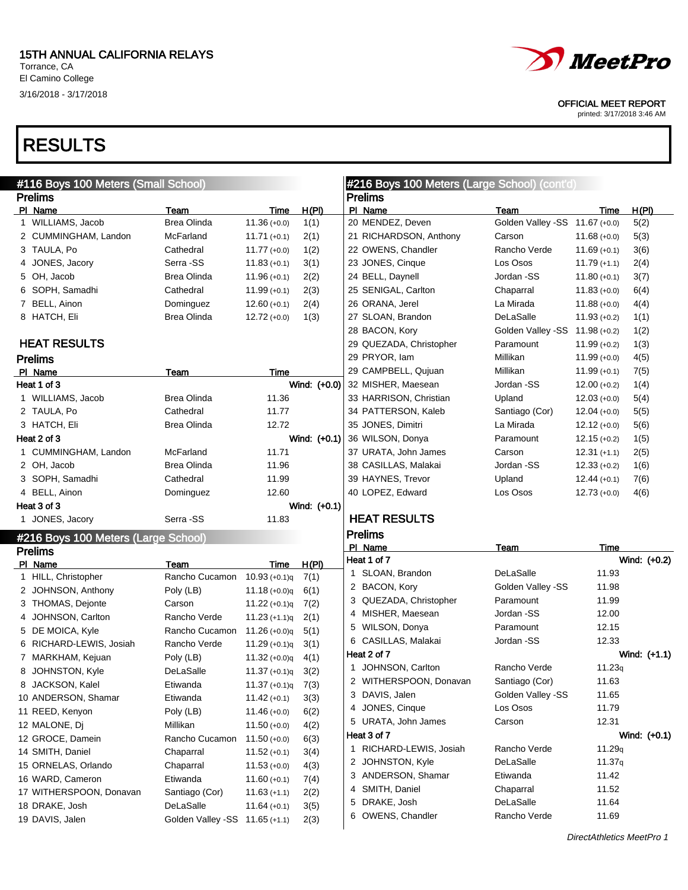# 15TH ANNUAL CALIFORNIA RELAYS

Torrance, CA
El Camino College
3/16/2018 - 3/17/2018

OFFICIAL MEET REPORT
printed: 3/17/2018 3:46 AM

# RESULTS

## #116 Boys 100 Meters (Small School)

### Prelims

| Pl | Name | Team | Time | H(Pl) |
|---|---|---|---|---|
| 1 | WILLIAMS, Jacob | Brea Olinda | 11.36 (+0.0) | 1(1) |
| 2 | CUMMINGHAM, Landon | McFarland | 11.71 (+0.1) | 2(1) |
| 3 | TAULA, Po | Cathedral | 11.77 (+0.0) | 1(2) |
| 4 | JONES, Jacory | Serra -SS | 11.83 (+0.1) | 3(1) |
| 5 | OH, Jacob | Brea Olinda | 11.96 (+0.1) | 2(2) |
| 6 | SOPH, Samadhi | Cathedral | 11.99 (+0.1) | 2(3) |
| 7 | BELL, Ainon | Dominguez | 12.60 (+0.1) | 2(4) |
| 8 | HATCH, Eli | Brea Olinda | 12.72 (+0.0) | 1(3) |

### HEAT RESULTS

### Prelims

| Pl | Name | Team | Time |
|---|---|---|---|
| **Heat 1 of 3** | | | Wind: (+0.0) |
| 1 | WILLIAMS, Jacob | Brea Olinda | 11.36 |
| 2 | TAULA, Po | Cathedral | 11.77 |
| 3 | HATCH, Eli | Brea Olinda | 12.72 |
| **Heat 2 of 3** | | | Wind: (+0.1) |
| 1 | CUMMINGHAM, Landon | McFarland | 11.71 |
| 2 | OH, Jacob | Brea Olinda | 11.96 |
| 3 | SOPH, Samadhi | Cathedral | 11.99 |
| 4 | BELL, Ainon | Dominguez | 12.60 |
| **Heat 3 of 3** | | | Wind: (+0.1) |
| 1 | JONES, Jacory | Serra -SS | 11.83 |

## #216 Boys 100 Meters (Large School)

### Prelims

| Pl | Name | Team | Time | H(Pl) |
|---|---|---|---|---|
| 1 | HILL, Christopher | Rancho Cucamon | 10.93 (+0.1)q | 7(1) |
| 2 | JOHNSON, Anthony | Poly (LB) | 11.18 (+0.0)q | 6(1) |
| 3 | THOMAS, Dejonte | Carson | 11.22 (+0.1)q | 7(2) |
| 4 | JOHNSON, Carlton | Rancho Verde | 11.23 (+1.1)q | 2(1) |
| 5 | DE MOICA, Kyle | Rancho Cucamon | 11.26 (+0.0)q | 5(1) |
| 6 | RICHARD-LEWIS, Josiah | Rancho Verde | 11.29 (+0.1)q | 3(1) |
| 7 | MARKHAM, Kejuan | Poly (LB) | 11.32 (+0.0)q | 4(1) |
| 8 | JOHNSTON, Kyle | DeLaSalle | 11.37 (+0.1)q | 3(2) |
| 8 | JACKSON, Kalel | Etiwanda | 11.37 (+0.1)q | 7(3) |
| 10 | ANDERSON, Shamar | Etiwanda | 11.42 (+0.1) | 3(3) |
| 11 | REED, Kenyon | Poly (LB) | 11.46 (+0.0) | 6(2) |
| 12 | MALONE, Dj | Millikan | 11.50 (+0.0) | 4(2) |
| 12 | GROCE, Damein | Rancho Cucamon | 11.50 (+0.0) | 6(3) |
| 14 | SMITH, Daniel | Chaparral | 11.52 (+0.1) | 3(4) |
| 15 | ORNELAS, Orlando | Chaparral | 11.53 (+0.0) | 4(3) |
| 16 | WARD, Cameron | Etiwanda | 11.60 (+0.1) | 7(4) |
| 17 | WITHERSPOON, Donavan | Santiago (Cor) | 11.63 (+1.1) | 2(2) |
| 18 | DRAKE, Josh | DeLaSalle | 11.64 (+0.1) | 3(5) |
| 19 | DAVIS, Jalen | Golden Valley -SS | 11.65 (+1.1) | 2(3) |
| 20 | MENDEZ, Deven | Golden Valley -SS | 11.67 (+0.0) | 5(2) |
| 21 | RICHARDSON, Anthony | Carson | 11.68 (+0.0) | 5(3) |
| 22 | OWENS, Chandler | Rancho Verde | 11.69 (+0.1) | 3(6) |
| 23 | JONES, Cinque | Los Osos | 11.79 (+1.1) | 2(4) |
| 24 | BELL, Daynell | Jordan -SS | 11.80 (+0.1) | 3(7) |
| 25 | SENIGAL, Carlton | Chaparral | 11.83 (+0.0) | 6(4) |
| 26 | ORANA, Jerel | La Mirada | 11.88 (+0.0) | 4(4) |
| 27 | SLOAN, Brandon | DeLaSalle | 11.93 (+0.2) | 1(1) |
| 28 | BACON, Kory | Golden Valley -SS | 11.98 (+0.2) | 1(2) |
| 29 | QUEZADA, Christopher | Paramount | 11.99 (+0.2) | 1(3) |
| 29 | PRYOR, Iam | Millikan | 11.99 (+0.0) | 4(5) |
| 29 | CAMPBELL, Qujuan | Millikan | 11.99 (+0.1) | 7(5) |
| 32 | MISHER, Maesean | Jordan -SS | 12.00 (+0.2) | 1(4) |
| 33 | HARRISON, Christian | Upland | 12.03 (+0.0) | 5(4) |
| 34 | PATTERSON, Kaleb | Santiago (Cor) | 12.04 (+0.0) | 5(5) |
| 35 | JONES, Dimitri | La Mirada | 12.12 (+0.0) | 5(6) |
| 36 | WILSON, Donya | Paramount | 12.15 (+0.2) | 1(5) |
| 37 | URATA, John James | Carson | 12.31 (+1.1) | 2(5) |
| 38 | CASILLAS, Malakai | Jordan -SS | 12.33 (+0.2) | 1(6) |
| 39 | HAYNES, Trevor | Upland | 12.44 (+0.1) | 7(6) |
| 40 | LOPEZ, Edward | Los Osos | 12.73 (+0.0) | 4(6) |

### HEAT RESULTS

### Prelims

| Pl | Name | Team | Time |
|---|---|---|---|
| **Heat 1 of 7** | | | Wind: (+0.2) |
| 1 | SLOAN, Brandon | DeLaSalle | 11.93 |
| 2 | BACON, Kory | Golden Valley -SS | 11.98 |
| 3 | QUEZADA, Christopher | Paramount | 11.99 |
| 4 | MISHER, Maesean | Jordan -SS | 12.00 |
| 5 | WILSON, Donya | Paramount | 12.15 |
| 6 | CASILLAS, Malakai | Jordan -SS | 12.33 |
| **Heat 2 of 7** | | | Wind: (+1.1) |
| 1 | JOHNSON, Carlton | Rancho Verde | 11.23q |
| 2 | WITHERSPOON, Donavan | Santiago (Cor) | 11.63 |
| 3 | DAVIS, Jalen | Golden Valley -SS | 11.65 |
| 4 | JONES, Cinque | Los Osos | 11.79 |
| 5 | URATA, John James | Carson | 12.31 |
| **Heat 3 of 7** | | | Wind: (+0.1) |
| 1 | RICHARD-LEWIS, Josiah | Rancho Verde | 11.29q |
| 2 | JOHNSTON, Kyle | DeLaSalle | 11.37q |
| 3 | ANDERSON, Shamar | Etiwanda | 11.42 |
| 4 | SMITH, Daniel | Chaparral | 11.52 |
| 5 | DRAKE, Josh | DeLaSalle | 11.64 |
| 6 | OWENS, Chandler | Rancho Verde | 11.69 |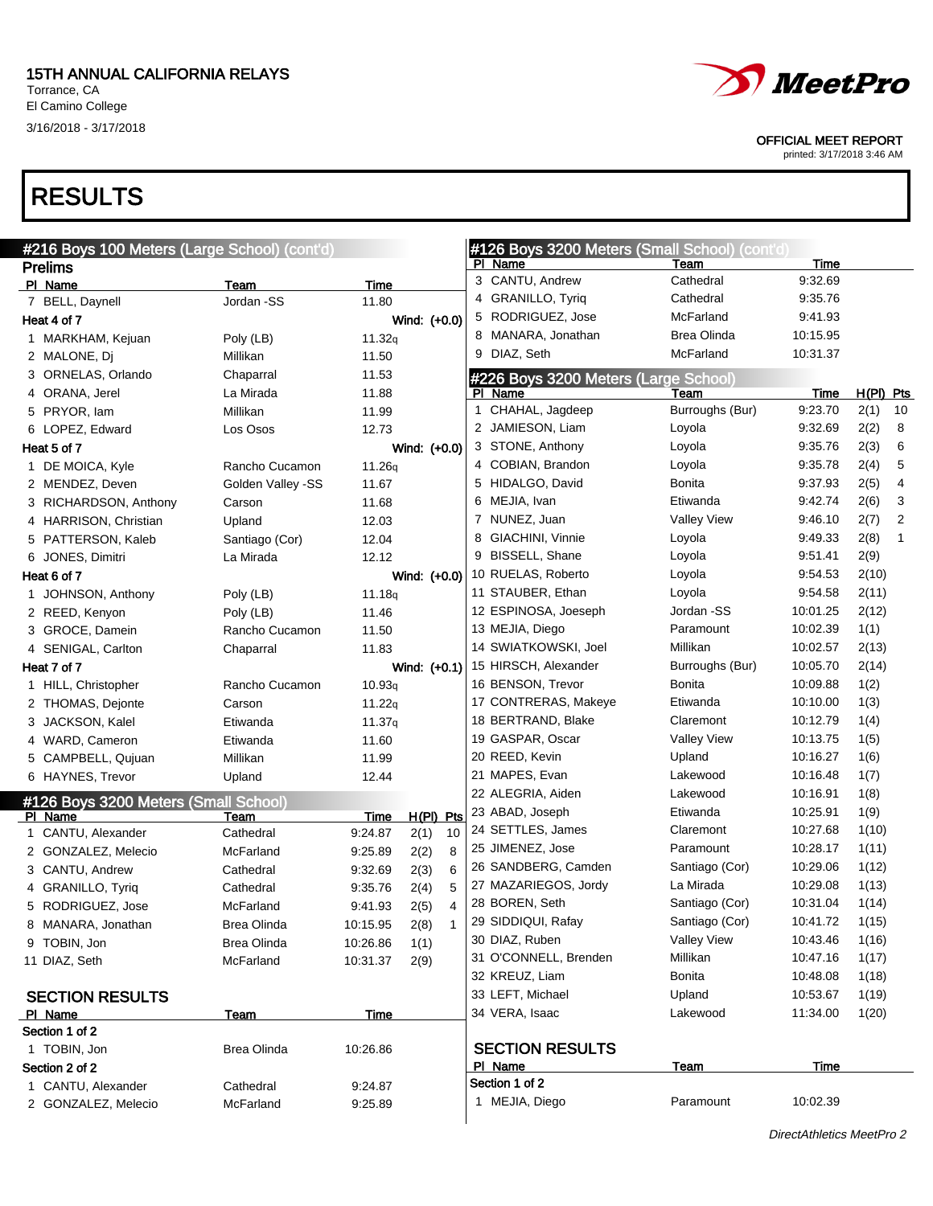15TH ANNUAL CALIFORNIA RELAYS
Torrance, CA
El Camino College
3/16/2018 - 3/17/2018

OFFICIAL MEET REPORT
printed: 3/17/2018 3:46 AM

# RESULTS

## #216 Boys 100 Meters (Large School) (cont'd)

### Prelims

| Pl | Name | Team | Time |
|---|---|---|---|
| 7 | BELL, Daynell | Jordan -SS | 11.80 |

**Heat 4 of 7** Wind: (+0.0)

| Pl | Name | Team | Time |
|---|---|---|---|
| 1 | MARKHAM, Kejuan | Poly (LB) | 11.32q |
| 2 | MALONE, Dj | Millikan | 11.50 |
| 3 | ORNELAS, Orlando | Chaparral | 11.53 |
| 4 | ORANA, Jerel | La Mirada | 11.88 |
| 5 | PRYOR, Iam | Millikan | 11.99 |
| 6 | LOPEZ, Edward | Los Osos | 12.73 |

**Heat 5 of 7** Wind: (+0.0)

| Pl | Name | Team | Time |
|---|---|---|---|
| 1 | DE MOICA, Kyle | Rancho Cucamon | 11.26q |
| 2 | MENDEZ, Deven | Golden Valley -SS | 11.67 |
| 3 | RICHARDSON, Anthony | Carson | 11.68 |
| 4 | HARRISON, Christian | Upland | 12.03 |
| 5 | PATTERSON, Kaleb | Santiago (Cor) | 12.04 |
| 6 | JONES, Dimitri | La Mirada | 12.12 |

**Heat 6 of 7** Wind: (+0.0)

| Pl | Name | Team | Time |
|---|---|---|---|
| 1 | JOHNSON, Anthony | Poly (LB) | 11.18q |
| 2 | REED, Kenyon | Poly (LB) | 11.46 |
| 3 | GROCE, Damein | Rancho Cucamon | 11.50 |
| 4 | SENIGAL, Carlton | Chaparral | 11.83 |

**Heat 7 of 7** Wind: (+0.1)

| Pl | Name | Team | Time |
|---|---|---|---|
| 1 | HILL, Christopher | Rancho Cucamon | 10.93q |
| 2 | THOMAS, Dejonte | Carson | 11.22q |
| 3 | JACKSON, Kalel | Etiwanda | 11.37q |
| 4 | WARD, Cameron | Etiwanda | 11.60 |
| 5 | CAMPBELL, Qujuan | Millikan | 11.99 |
| 6 | HAYNES, Trevor | Upland | 12.44 |

## #126 Boys 3200 Meters (Small School)

| Pl | Name | Team | Time | H(Pl) | Pts |
|---|---|---|---|---|---|
| 1 | CANTU, Alexander | Cathedral | 9:24.87 | 2(1) | 10 |
| 2 | GONZALEZ, Melecio | McFarland | 9:25.89 | 2(2) | 8 |
| 3 | CANTU, Andrew | Cathedral | 9:32.69 | 2(3) | 6 |
| 4 | GRANILLO, Tyriq | Cathedral | 9:35.76 | 2(4) | 5 |
| 5 | RODRIGUEZ, Jose | McFarland | 9:41.93 | 2(5) | 4 |
| 8 | MANARA, Jonathan | Brea Olinda | 10:15.95 | 2(8) | 1 |
| 9 | TOBIN, Jon | Brea Olinda | 10:26.86 | 1(1) | |
| 11 | DIAZ, Seth | McFarland | 10:31.37 | 2(9) | |

### SECTION RESULTS

| Pl | Name | Team | Time |
|---|---|---|---|
| **Section 1 of 2** | | | |
| 1 | TOBIN, Jon | Brea Olinda | 10:26.86 |
| **Section 2 of 2** | | | |
| 1 | CANTU, Alexander | Cathedral | 9:24.87 |
| 2 | GONZALEZ, Melecio | McFarland | 9:25.89 |
| 3 | CANTU, Andrew | Cathedral | 9:32.69 |
| 4 | GRANILLO, Tyriq | Cathedral | 9:35.76 |
| 5 | RODRIGUEZ, Jose | McFarland | 9:41.93 |
| 8 | MANARA, Jonathan | Brea Olinda | 10:15.95 |
| 9 | DIAZ, Seth | McFarland | 10:31.37 |

## #226 Boys 3200 Meters (Large School)

| Pl | Name | Team | Time | H(Pl) | Pts |
|---|---|---|---|---|---|
| 1 | CHAHAL, Jagdeep | Burroughs (Bur) | 9:23.70 | 2(1) | 10 |
| 2 | JAMIESON, Liam | Loyola | 9:32.69 | 2(2) | 8 |
| 3 | STONE, Anthony | Loyola | 9:35.76 | 2(3) | 6 |
| 4 | COBIAN, Brandon | Loyola | 9:35.78 | 2(4) | 5 |
| 5 | HIDALGO, David | Bonita | 9:37.93 | 2(5) | 4 |
| 6 | MEJIA, Ivan | Etiwanda | 9:42.74 | 2(6) | 3 |
| 7 | NUNEZ, Juan | Valley View | 9:46.10 | 2(7) | 2 |
| 8 | GIACHINI, Vinnie | Loyola | 9:49.33 | 2(8) | 1 |
| 9 | BISSELL, Shane | Loyola | 9:51.41 | 2(9) | |
| 10 | RUELAS, Roberto | Loyola | 9:54.53 | 2(10) | |
| 11 | STAUBER, Ethan | Loyola | 9:54.58 | 2(11) | |
| 12 | ESPINOSA, Joeseph | Jordan -SS | 10:01.25 | 2(12) | |
| 13 | MEJIA, Diego | Paramount | 10:02.39 | 1(1) | |
| 14 | SWIATKOWSKI, Joel | Millikan | 10:02.57 | 2(13) | |
| 15 | HIRSCH, Alexander | Burroughs (Bur) | 10:05.70 | 2(14) | |
| 16 | BENSON, Trevor | Bonita | 10:09.88 | 1(2) | |
| 17 | CONTRERAS, Makeye | Etiwanda | 10:10.00 | 1(3) | |
| 18 | BERTRAND, Blake | Claremont | 10:12.79 | 1(4) | |
| 19 | GASPAR, Oscar | Valley View | 10:13.75 | 1(5) | |
| 20 | REED, Kevin | Upland | 10:16.27 | 1(6) | |
| 21 | MAPES, Evan | Lakewood | 10:16.48 | 1(7) | |
| 22 | ALEGRIA, Aiden | Lakewood | 10:16.91 | 1(8) | |
| 23 | ABAD, Joseph | Etiwanda | 10:25.91 | 1(9) | |
| 24 | SETTLES, James | Claremont | 10:27.68 | 1(10) | |
| 25 | JIMENEZ, Jose | Paramount | 10:28.17 | 1(11) | |
| 26 | SANDBERG, Camden | Santiago (Cor) | 10:29.06 | 1(12) | |
| 27 | MAZARIEGOS, Jordy | La Mirada | 10:29.08 | 1(13) | |
| 28 | BOREN, Seth | Santiago (Cor) | 10:31.04 | 1(14) | |
| 29 | SIDDIQUI, Rafay | Santiago (Cor) | 10:41.72 | 1(15) | |
| 30 | DIAZ, Ruben | Valley View | 10:43.46 | 1(16) | |
| 31 | O'CONNELL, Brenden | Millikan | 10:47.16 | 1(17) | |
| 32 | KREUZ, Liam | Bonita | 10:48.08 | 1(18) | |
| 33 | LEFT, Michael | Upland | 10:53.67 | 1(19) | |
| 34 | VERA, Isaac | Lakewood | 11:34.00 | 1(20) | |

### SECTION RESULTS

| Pl | Name | Team | Time |
|---|---|---|---|
| **Section 1 of 2** | | | |
| 1 | MEJIA, Diego | Paramount | 10:02.39 |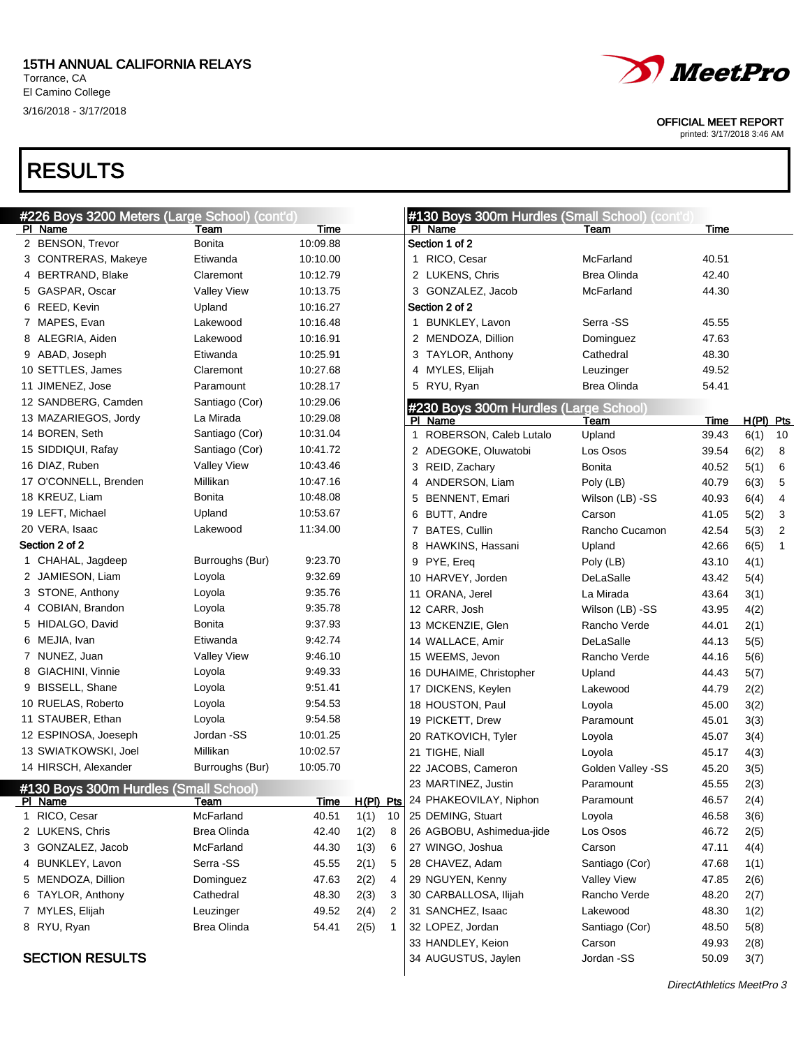# 15TH ANNUAL CALIFORNIA RELAYS

Torrance, CA
El Camino College
3/16/2018 - 3/17/2018

OFFICIAL MEET REPORT
printed: 3/17/2018 3:46 AM

# RESULTS

## #226 Boys 3200 Meters (Large School) (cont'd)

| Pl | Name | Team | Time |
|---|---|---|---|
| 2 | BENSON, Trevor | Bonita | 10:09.88 |
| 3 | CONTRERAS, Makeye | Etiwanda | 10:10.00 |
| 4 | BERTRAND, Blake | Claremont | 10:12.79 |
| 5 | GASPAR, Oscar | Valley View | 10:13.75 |
| 6 | REED, Kevin | Upland | 10:16.27 |
| 7 | MAPES, Evan | Lakewood | 10:16.48 |
| 8 | ALEGRIA, Aiden | Lakewood | 10:16.91 |
| 9 | ABAD, Joseph | Etiwanda | 10:25.91 |
| 10 | SETTLES, James | Claremont | 10:27.68 |
| 11 | JIMENEZ, Jose | Paramount | 10:28.17 |
| 12 | SANDBERG, Camden | Santiago (Cor) | 10:29.06 |
| 13 | MAZARIEGOS, Jordy | La Mirada | 10:29.08 |
| 14 | BOREN, Seth | Santiago (Cor) | 10:31.04 |
| 15 | SIDDIQUI, Rafay | Santiago (Cor) | 10:41.72 |
| 16 | DIAZ, Ruben | Valley View | 10:43.46 |
| 17 | O'CONNELL, Brenden | Millikan | 10:47.16 |
| 18 | KREUZ, Liam | Bonita | 10:48.08 |
| 19 | LEFT, Michael | Upland | 10:53.67 |
| 20 | VERA, Isaac | Lakewood | 11:34.00 |

**Section 2 of 2**

| Pl | Name | Team | Time |
|---|---|---|---|
| 1 | CHAHAL, Jagdeep | Burroughs (Bur) | 9:23.70 |
| 2 | JAMIESON, Liam | Loyola | 9:32.69 |
| 3 | STONE, Anthony | Loyola | 9:35.76 |
| 4 | COBIAN, Brandon | Loyola | 9:35.78 |
| 5 | HIDALGO, David | Bonita | 9:37.93 |
| 6 | MEJIA, Ivan | Etiwanda | 9:42.74 |
| 7 | NUNEZ, Juan | Valley View | 9:46.10 |
| 8 | GIACHINI, Vinnie | Loyola | 9:49.33 |
| 9 | BISSELL, Shane | Loyola | 9:51.41 |
| 10 | RUELAS, Roberto | Loyola | 9:54.53 |
| 11 | STAUBER, Ethan | Loyola | 9:54.58 |
| 12 | ESPINOSA, Joeseph | Jordan -SS | 10:01.25 |
| 13 | SWIATKOWSKI, Joel | Millikan | 10:02.57 |
| 14 | HIRSCH, Alexander | Burroughs (Bur) | 10:05.70 |

## #130 Boys 300m Hurdles (Small School)

| Pl | Name | Team | Time | H(Pl) | Pts |
|---|---|---|---|---|---|
| 1 | RICO, Cesar | McFarland | 40.51 | 1(1) | 10 |
| 2 | LUKENS, Chris | Brea Olinda | 42.40 | 1(2) | 8 |
| 3 | GONZALEZ, Jacob | McFarland | 44.30 | 1(3) | 6 |
| 4 | BUNKLEY, Lavon | Serra -SS | 45.55 | 2(1) | 5 |
| 5 | MENDOZA, Dillion | Dominguez | 47.63 | 2(2) | 4 |
| 6 | TAYLOR, Anthony | Cathedral | 48.30 | 2(3) | 3 |
| 7 | MYLES, Elijah | Leuzinger | 49.52 | 2(4) | 2 |
| 8 | RYU, Ryan | Brea Olinda | 54.41 | 2(5) | 1 |

### SECTION RESULTS

## #130 Boys 300m Hurdles (Small School) (cont'd)

**Section 1 of 2**

| Pl | Name | Team | Time |
|---|---|---|---|
| 1 | RICO, Cesar | McFarland | 40.51 |
| 2 | LUKENS, Chris | Brea Olinda | 42.40 |
| 3 | GONZALEZ, Jacob | McFarland | 44.30 |

**Section 2 of 2**

| Pl | Name | Team | Time |
|---|---|---|---|
| 1 | BUNKLEY, Lavon | Serra -SS | 45.55 |
| 2 | MENDOZA, Dillion | Dominguez | 47.63 |
| 3 | TAYLOR, Anthony | Cathedral | 48.30 |
| 4 | MYLES, Elijah | Leuzinger | 49.52 |
| 5 | RYU, Ryan | Brea Olinda | 54.41 |

## #230 Boys 300m Hurdles (Large School)

| Pl | Name | Team | Time | H(Pl) | Pts |
|---|---|---|---|---|---|
| 1 | ROBERSON, Caleb Lutalo | Upland | 39.43 | 6(1) | 10 |
| 2 | ADEGOKE, Oluwatobi | Los Osos | 39.54 | 6(2) | 8 |
| 3 | REID, Zachary | Bonita | 40.52 | 5(1) | 6 |
| 4 | ANDERSON, Liam | Poly (LB) | 40.79 | 6(3) | 5 |
| 5 | BENNENT, Emari | Wilson (LB) -SS | 40.93 | 6(4) | 4 |
| 6 | BUTT, Andre | Carson | 41.05 | 5(2) | 3 |
| 7 | BATES, Cullin | Rancho Cucamon | 42.54 | 5(3) | 2 |
| 8 | HAWKINS, Hassani | Upland | 42.66 | 6(5) | 1 |
| 9 | PYE, Ereq | Poly (LB) | 43.10 | 4(1) | |
| 10 | HARVEY, Jorden | DeLaSalle | 43.42 | 5(4) | |
| 11 | ORANA, Jerel | La Mirada | 43.64 | 3(1) | |
| 12 | CARR, Josh | Wilson (LB) -SS | 43.95 | 4(2) | |
| 13 | MCKENZIE, Glen | Rancho Verde | 44.01 | 2(1) | |
| 14 | WALLACE, Amir | DeLaSalle | 44.13 | 5(5) | |
| 15 | WEEMS, Jevon | Rancho Verde | 44.16 | 5(6) | |
| 16 | DUHAIME, Christopher | Upland | 44.43 | 5(7) | |
| 17 | DICKENS, Keylen | Lakewood | 44.79 | 2(2) | |
| 18 | HOUSTON, Paul | Loyola | 45.00 | 3(2) | |
| 19 | PICKETT, Drew | Paramount | 45.01 | 3(3) | |
| 20 | RATKOVICH, Tyler | Loyola | 45.07 | 3(4) | |
| 21 | TIGHE, Niall | Loyola | 45.17 | 4(3) | |
| 22 | JACOBS, Cameron | Golden Valley -SS | 45.20 | 3(5) | |
| 23 | MARTINEZ, Justin | Paramount | 45.55 | 2(3) | |
| 24 | PHAKEOVILAY, Niphon | Paramount | 46.57 | 2(4) | |
| 25 | DEMING, Stuart | Loyola | 46.58 | 3(6) | |
| 26 | AGBOBU, Ashimedua-jide | Los Osos | 46.72 | 2(5) | |
| 27 | WINGO, Joshua | Carson | 47.11 | 4(4) | |
| 28 | CHAVEZ, Adam | Santiago (Cor) | 47.68 | 1(1) | |
| 29 | NGUYEN, Kenny | Valley View | 47.85 | 2(6) | |
| 30 | CARBALLOSA, Ilijah | Rancho Verde | 48.20 | 2(7) | |
| 31 | SANCHEZ, Isaac | Lakewood | 48.30 | 1(2) | |
| 32 | LOPEZ, Jordan | Santiago (Cor) | 48.50 | 5(8) | |
| 33 | HANDLEY, Keion | Carson | 49.93 | 2(8) | |
| 34 | AUGUSTUS, Jaylen | Jordan -SS | 50.09 | 3(7) | |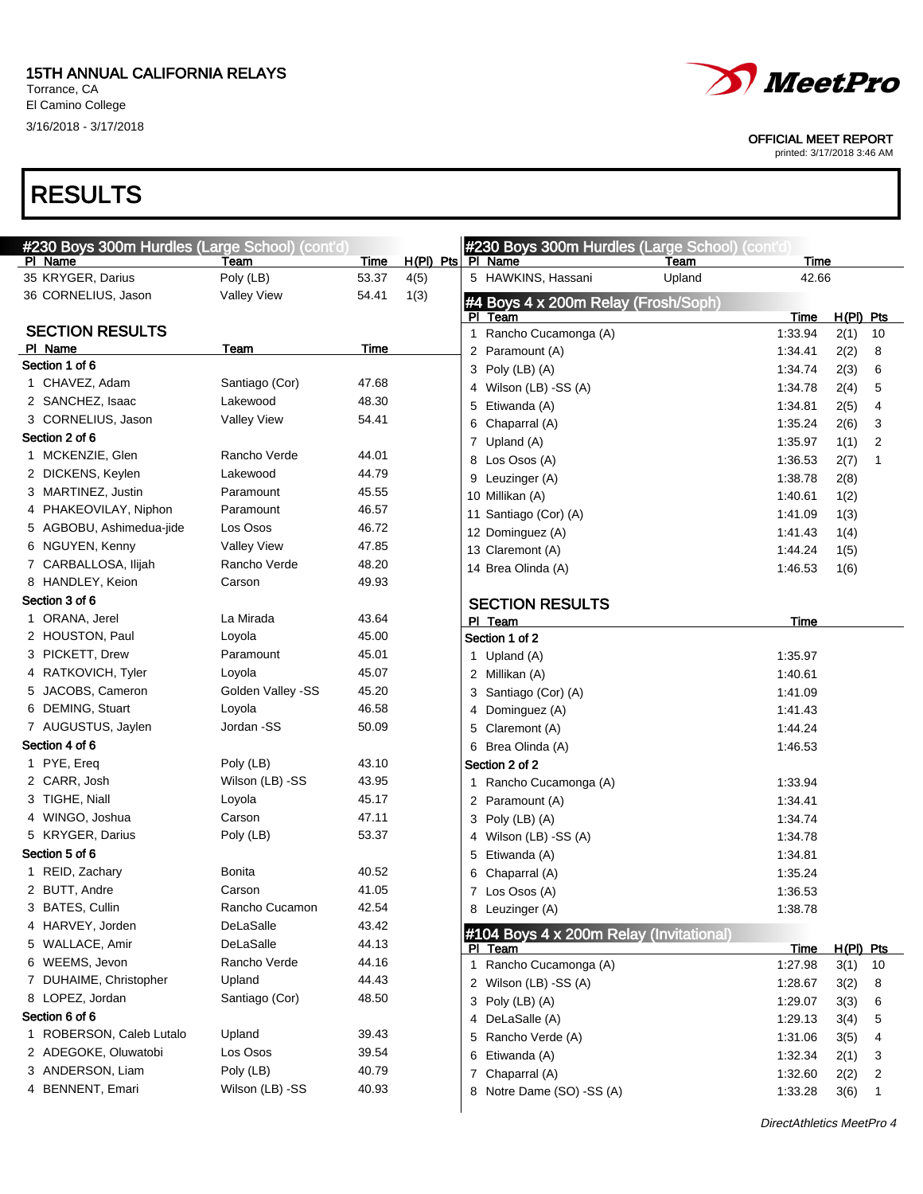# RESULTS

## #230 Boys 300m Hurdles (Large School) (cont'd)

| Pl | Name | Team | Time | H(Pl) | Pts |
|---|---|---|---|---|---|
| 35 | KRYGER, Darius | Poly (LB) | 53.37 | 4(5) | |
| 36 | CORNELIUS, Jason | Valley View | 54.41 | 1(3) | |

### SECTION RESULTS

| Pl | Name | Team | Time |
|---|---|---|---|
| **Section 1 of 6** | | | |
| 1 | CHAVEZ, Adam | Santiago (Cor) | 47.68 |
| 2 | SANCHEZ, Isaac | Lakewood | 48.30 |
| 3 | CORNELIUS, Jason | Valley View | 54.41 |
| **Section 2 of 6** | | | |
| 1 | MCKENZIE, Glen | Rancho Verde | 44.01 |
| 2 | DICKENS, Keylen | Lakewood | 44.79 |
| 3 | MARTINEZ, Justin | Paramount | 45.55 |
| 4 | PHAKEOVILAY, Niphon | Paramount | 46.57 |
| 5 | AGBOBU, Ashimedua-jide | Los Osos | 46.72 |
| 6 | NGUYEN, Kenny | Valley View | 47.85 |
| 7 | CARBALLOSA, Ilijah | Rancho Verde | 48.20 |
| 8 | HANDLEY, Keion | Carson | 49.93 |
| **Section 3 of 6** | | | |
| 1 | ORANA, Jerel | La Mirada | 43.64 |
| 2 | HOUSTON, Paul | Loyola | 45.00 |
| 3 | PICKETT, Drew | Paramount | 45.01 |
| 4 | RATKOVICH, Tyler | Loyola | 45.07 |
| 5 | JACOBS, Cameron | Golden Valley -SS | 45.20 |
| 6 | DEMING, Stuart | Loyola | 46.58 |
| 7 | AUGUSTUS, Jaylen | Jordan -SS | 50.09 |
| **Section 4 of 6** | | | |
| 1 | PYE, Ereq | Poly (LB) | 43.10 |
| 2 | CARR, Josh | Wilson (LB) -SS | 43.95 |
| 3 | TIGHE, Niall | Loyola | 45.17 |
| 4 | WINGO, Joshua | Carson | 47.11 |
| 5 | KRYGER, Darius | Poly (LB) | 53.37 |
| **Section 5 of 6** | | | |
| 1 | REID, Zachary | Bonita | 40.52 |
| 2 | BUTT, Andre | Carson | 41.05 |
| 3 | BATES, Cullin | Rancho Cucamon | 42.54 |
| 4 | HARVEY, Jorden | DeLaSalle | 43.42 |
| 5 | WALLACE, Amir | DeLaSalle | 44.13 |
| 6 | WEEMS, Jevon | Rancho Verde | 44.16 |
| 7 | DUHAIME, Christopher | Upland | 44.43 |
| 8 | LOPEZ, Jordan | Santiago (Cor) | 48.50 |
| **Section 6 of 6** | | | |
| 1 | ROBERSON, Caleb Lutalo | Upland | 39.43 |
| 2 | ADEGOKE, Oluwatobi | Los Osos | 39.54 |
| 3 | ANDERSON, Liam | Poly (LB) | 40.79 |
| 4 | BENNENT, Emari | Wilson (LB) -SS | 40.93 |
| 5 | HAWKINS, Hassani | Upland | 42.66 |

## #4 Boys 4 x 200m Relay (Frosh/Soph)

| Pl | Team | Time | H(Pl) | Pts |
|---|---|---|---|---|
| 1 | Rancho Cucamonga (A) | 1:33.94 | 2(1) | 10 |
| 2 | Paramount (A) | 1:34.41 | 2(2) | 8 |
| 3 | Poly (LB) (A) | 1:34.74 | 2(3) | 6 |
| 4 | Wilson (LB) -SS (A) | 1:34.78 | 2(4) | 5 |
| 5 | Etiwanda (A) | 1:34.81 | 2(5) | 4 |
| 6 | Chaparral (A) | 1:35.24 | 2(6) | 3 |
| 7 | Upland (A) | 1:35.97 | 1(1) | 2 |
| 8 | Los Osos (A) | 1:36.53 | 2(7) | 1 |
| 9 | Leuzinger (A) | 1:38.78 | 2(8) | |
| 10 | Millikan (A) | 1:40.61 | 1(2) | |
| 11 | Santiago (Cor) (A) | 1:41.09 | 1(3) | |
| 12 | Dominguez (A) | 1:41.43 | 1(4) | |
| 13 | Claremont (A) | 1:44.24 | 1(5) | |
| 14 | Brea Olinda (A) | 1:46.53 | 1(6) | |

### SECTION RESULTS

| Pl | Team | Time |
|---|---|---|
| **Section 1 of 2** | | |
| 1 | Upland (A) | 1:35.97 |
| 2 | Millikan (A) | 1:40.61 |
| 3 | Santiago (Cor) (A) | 1:41.09 |
| 4 | Dominguez (A) | 1:41.43 |
| 5 | Claremont (A) | 1:44.24 |
| 6 | Brea Olinda (A) | 1:46.53 |
| **Section 2 of 2** | | |
| 1 | Rancho Cucamonga (A) | 1:33.94 |
| 2 | Paramount (A) | 1:34.41 |
| 3 | Poly (LB) (A) | 1:34.74 |
| 4 | Wilson (LB) -SS (A) | 1:34.78 |
| 5 | Etiwanda (A) | 1:34.81 |
| 6 | Chaparral (A) | 1:35.24 |
| 7 | Los Osos (A) | 1:36.53 |
| 8 | Leuzinger (A) | 1:38.78 |

## #104 Boys 4 x 200m Relay (Invitational)

| Pl | Team | Time | H(Pl) | Pts |
|---|---|---|---|---|
| 1 | Rancho Cucamonga (A) | 1:27.98 | 3(1) | 10 |
| 2 | Wilson (LB) -SS (A) | 1:28.67 | 3(2) | 8 |
| 3 | Poly (LB) (A) | 1:29.07 | 3(3) | 6 |
| 4 | DeLaSalle (A) | 1:29.13 | 3(4) | 5 |
| 5 | Rancho Verde (A) | 1:31.06 | 3(5) | 4 |
| 6 | Etiwanda (A) | 1:32.34 | 2(1) | 3 |
| 7 | Chaparral (A) | 1:32.60 | 2(2) | 2 |
| 8 | Notre Dame (SO) -SS (A) | 1:33.28 | 3(6) | 1 |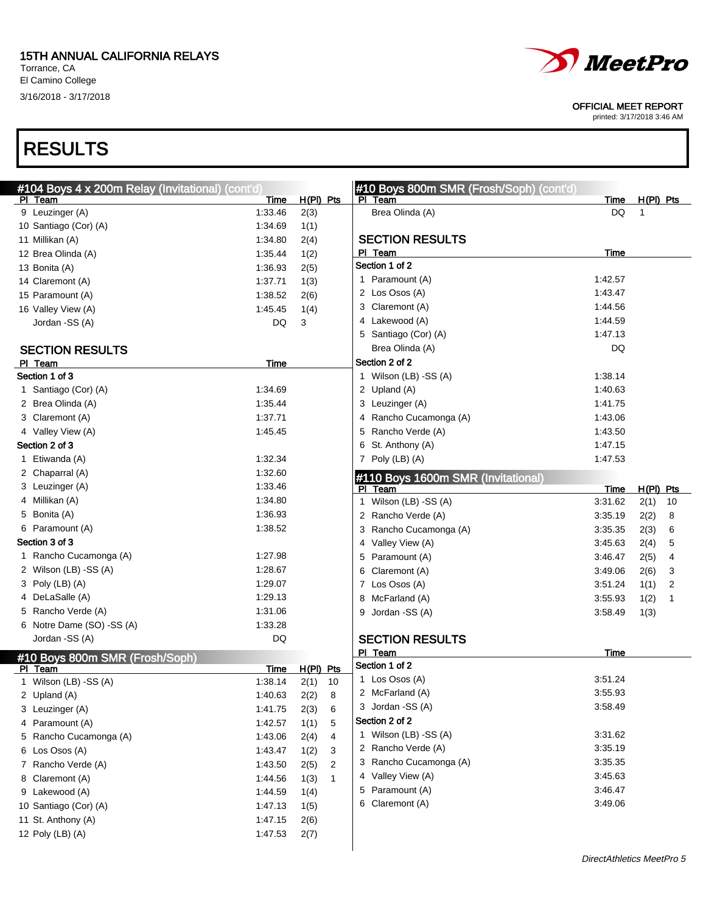15TH ANNUAL CALIFORNIA RELAYS
Torrance, CA
El Camino College
3/16/2018 - 3/17/2018

OFFICIAL MEET REPORT
printed: 3/17/2018 3:46 AM

# RESULTS

## #104 Boys 4 x 200m Relay (Invitational) (cont'd)

| Pl | Team | Time | H(Pl) | Pts |
|---|---|---|---|---|
| 9 | Leuzinger (A) | 1:33.46 | 2(3) | |
| 10 | Santiago (Cor) (A) | 1:34.69 | 1(1) | |
| 11 | Millikan (A) | 1:34.80 | 2(4) | |
| 12 | Brea Olinda (A) | 1:35.44 | 1(2) | |
| 13 | Bonita (A) | 1:36.93 | 2(5) | |
| 14 | Claremont (A) | 1:37.71 | 1(3) | |
| 15 | Paramount (A) | 1:38.52 | 2(6) | |
| 16 | Valley View (A) | 1:45.45 | 1(4) | |
| | Jordan -SS (A) | DQ | 3 | |

### SECTION RESULTS

| Pl | Team | Time |
|---|---|---|
| **Section 1 of 3** | | |
| 1 | Santiago (Cor) (A) | 1:34.69 |
| 2 | Brea Olinda (A) | 1:35.44 |
| 3 | Claremont (A) | 1:37.71 |
| 4 | Valley View (A) | 1:45.45 |
| **Section 2 of 3** | | |
| 1 | Etiwanda (A) | 1:32.34 |
| 2 | Chaparral (A) | 1:32.60 |
| 3 | Leuzinger (A) | 1:33.46 |
| 4 | Millikan (A) | 1:34.80 |
| 5 | Bonita (A) | 1:36.93 |
| 6 | Paramount (A) | 1:38.52 |
| **Section 3 of 3** | | |
| 1 | Rancho Cucamonga (A) | 1:27.98 |
| 2 | Wilson (LB) -SS (A) | 1:28.67 |
| 3 | Poly (LB) (A) | 1:29.07 |
| 4 | DeLaSalle (A) | 1:29.13 |
| 5 | Rancho Verde (A) | 1:31.06 |
| 6 | Notre Dame (SO) -SS (A) | 1:33.28 |
| | Jordan -SS (A) | DQ |

## #10 Boys 800m SMR (Frosh/Soph)

| Pl | Team | Time | H(Pl) | Pts |
|---|---|---|---|---|
| 1 | Wilson (LB) -SS (A) | 1:38.14 | 2(1) | 10 |
| 2 | Upland (A) | 1:40.63 | 2(2) | 8 |
| 3 | Leuzinger (A) | 1:41.75 | 2(3) | 6 |
| 4 | Paramount (A) | 1:42.57 | 1(1) | 5 |
| 5 | Rancho Cucamonga (A) | 1:43.06 | 2(4) | 4 |
| 6 | Los Osos (A) | 1:43.47 | 1(2) | 3 |
| 7 | Rancho Verde (A) | 1:43.50 | 2(5) | 2 |
| 8 | Claremont (A) | 1:44.56 | 1(3) | 1 |
| 9 | Lakewood (A) | 1:44.59 | 1(4) | |
| 10 | Santiago (Cor) (A) | 1:47.13 | 1(5) | |
| 11 | St. Anthony (A) | 1:47.15 | 2(6) | |
| 12 | Poly (LB) (A) | 1:47.53 | 2(7) | |
| | Brea Olinda (A) | DQ | 1 | |

### SECTION RESULTS

| Pl | Team | Time |
|---|---|---|
| **Section 1 of 2** | | |
| 1 | Paramount (A) | 1:42.57 |
| 2 | Los Osos (A) | 1:43.47 |
| 3 | Claremont (A) | 1:44.56 |
| 4 | Lakewood (A) | 1:44.59 |
| 5 | Santiago (Cor) (A) | 1:47.13 |
| | Brea Olinda (A) | DQ |
| **Section 2 of 2** | | |
| 1 | Wilson (LB) -SS (A) | 1:38.14 |
| 2 | Upland (A) | 1:40.63 |
| 3 | Leuzinger (A) | 1:41.75 |
| 4 | Rancho Cucamonga (A) | 1:43.06 |
| 5 | Rancho Verde (A) | 1:43.50 |
| 6 | St. Anthony (A) | 1:47.15 |
| 7 | Poly (LB) (A) | 1:47.53 |

## #110 Boys 1600m SMR (Invitational)

| Pl | Team | Time | H(Pl) | Pts |
|---|---|---|---|---|
| 1 | Wilson (LB) -SS (A) | 3:31.62 | 2(1) | 10 |
| 2 | Rancho Verde (A) | 3:35.19 | 2(2) | 8 |
| 3 | Rancho Cucamonga (A) | 3:35.35 | 2(3) | 6 |
| 4 | Valley View (A) | 3:45.63 | 2(4) | 5 |
| 5 | Paramount (A) | 3:46.47 | 2(5) | 4 |
| 6 | Claremont (A) | 3:49.06 | 2(6) | 3 |
| 7 | Los Osos (A) | 3:51.24 | 1(1) | 2 |
| 8 | McFarland (A) | 3:55.93 | 1(2) | 1 |
| 9 | Jordan -SS (A) | 3:58.49 | 1(3) | |

### SECTION RESULTS

| Pl | Team | Time |
|---|---|---|
| **Section 1 of 2** | | |
| 1 | Los Osos (A) | 3:51.24 |
| 2 | McFarland (A) | 3:55.93 |
| 3 | Jordan -SS (A) | 3:58.49 |
| **Section 2 of 2** | | |
| 1 | Wilson (LB) -SS (A) | 3:31.62 |
| 2 | Rancho Verde (A) | 3:35.19 |
| 3 | Rancho Cucamonga (A) | 3:35.35 |
| 4 | Valley View (A) | 3:45.63 |
| 5 | Paramount (A) | 3:46.47 |
| 6 | Claremont (A) | 3:49.06 |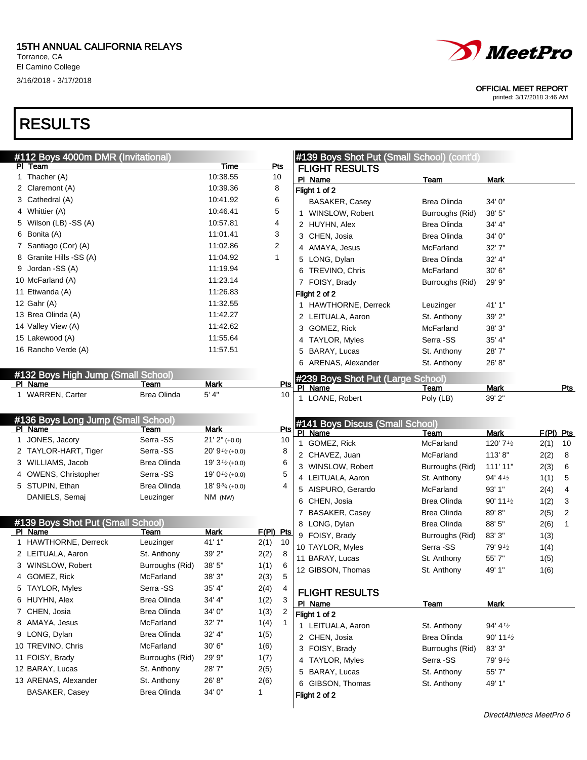15TH ANNUAL CALIFORNIA RELAYS
Torrance, CA
El Camino College
3/16/2018 - 3/17/2018

OFFICIAL MEET REPORT
printed: 3/17/2018 3:46 AM

# RESULTS

## #112 Boys 4000m DMR (Invitational)

| Pl | Team | Time | Pts |
|---|---|---|---|
| 1 | Thacher (A) | 10:38.55 | 10 |
| 2 | Claremont (A) | 10:39.36 | 8 |
| 3 | Cathedral (A) | 10:41.92 | 6 |
| 4 | Whittier (A) | 10:46.41 | 5 |
| 5 | Wilson (LB) -SS (A) | 10:57.81 | 4 |
| 6 | Bonita (A) | 11:01.41 | 3 |
| 7 | Santiago (Cor) (A) | 11:02.86 | 2 |
| 8 | Granite Hills -SS (A) | 11:04.92 | 1 |
| 9 | Jordan -SS (A) | 11:19.94 | |
| 10 | McFarland (A) | 11:23.14 | |
| 11 | Etiwanda (A) | 11:26.83 | |
| 12 | Gahr (A) | 11:32.55 | |
| 13 | Brea Olinda (A) | 11:42.27 | |
| 14 | Valley View (A) | 11:42.62 | |
| 15 | Lakewood (A) | 11:55.64 | |
| 16 | Rancho Verde (A) | 11:57.51 | |

## #132 Boys High Jump (Small School)

| Pl | Name | Team | Mark | Pts |
|---|---|---|---|---|
| 1 | WARREN, Carter | Brea Olinda | 5' 4" | 10 |

## #136 Boys Long Jump (Small School)

| Pl | Name | Team | Mark | Pts |
|---|---|---|---|---|
| 1 | JONES, Jacory | Serra -SS | 21' 2" (+0.0) | 10 |
| 2 | TAYLOR-HART, Tiger | Serra -SS | 20' 9½ (+0.0) | 8 |
| 3 | WILLIAMS, Jacob | Brea Olinda | 19' 3½ (+0.0) | 6 |
| 4 | OWENS, Christopher | Serra -SS | 19' 0½ (+0.0) | 5 |
| 5 | STUPIN, Ethan | Brea Olinda | 18' 9¾ (+0.0) | 4 |
| | DANIELS, Semaj | Leuzinger | NM (NW) | |

## #139 Boys Shot Put (Small School)

| Pl | Name | Team | Mark | F(Pl) | Pts |
|---|---|---|---|---|---|
| 1 | HAWTHORNE, Derreck | Leuzinger | 41' 1" | 2(1) | 10 |
| 2 | LEITUALA, Aaron | St. Anthony | 39' 2" | 2(2) | 8 |
| 3 | WINSLOW, Robert | Burroughs (Rid) | 38' 5" | 1(1) | 6 |
| 4 | GOMEZ, Rick | McFarland | 38' 3" | 2(3) | 5 |
| 5 | TAYLOR, Myles | Serra -SS | 35' 4" | 2(4) | 4 |
| 6 | HUYHN, Alex | Brea Olinda | 34' 4" | 1(2) | 3 |
| 7 | CHEN, Josia | Brea Olinda | 34' 0" | 1(3) | 2 |
| 8 | AMAYA, Jesus | McFarland | 32' 7" | 1(4) | 1 |
| 9 | LONG, Dylan | Brea Olinda | 32' 4" | 1(5) | |
| 10 | TREVINO, Chris | McFarland | 30' 6" | 1(6) | |
| 11 | FOISY, Brady | Burroughs (Rid) | 29' 9" | 1(7) | |
| 12 | BARAY, Lucas | St. Anthony | 28' 7" | 2(5) | |
| 13 | ARENAS, Alexander | St. Anthony | 26' 8" | 2(6) | |
| | BASAKER, Casey | Brea Olinda | 34' 0" | 1 | |

## #139 Boys Shot Put (Small School) (cont'd)

### FLIGHT RESULTS

| Pl | Name | Team | Mark |
|---|---|---|---|
| **Flight 1 of 2** | | | |
| | BASAKER, Casey | Brea Olinda | 34' 0" |
| 1 | WINSLOW, Robert | Burroughs (Rid) | 38' 5" |
| 2 | HUYHN, Alex | Brea Olinda | 34' 4" |
| 3 | CHEN, Josia | Brea Olinda | 34' 0" |
| 4 | AMAYA, Jesus | McFarland | 32' 7" |
| 5 | LONG, Dylan | Brea Olinda | 32' 4" |
| 6 | TREVINO, Chris | McFarland | 30' 6" |
| 7 | FOISY, Brady | Burroughs (Rid) | 29' 9" |
| **Flight 2 of 2** | | | |
| 1 | HAWTHORNE, Derreck | Leuzinger | 41' 1" |
| 2 | LEITUALA, Aaron | St. Anthony | 39' 2" |
| 3 | GOMEZ, Rick | McFarland | 38' 3" |
| 4 | TAYLOR, Myles | Serra -SS | 35' 4" |
| 5 | BARAY, Lucas | St. Anthony | 28' 7" |
| 6 | ARENAS, Alexander | St. Anthony | 26' 8" |

## #239 Boys Shot Put (Large School)

| Pl | Name | Team | Mark | Pts |
|---|---|---|---|---|
| 1 | LOANE, Robert | Poly (LB) | 39' 2" | |

## #141 Boys Discus (Small School)

| Pl | Name | Team | Mark | F(Pl) | Pts |
|---|---|---|---|---|---|
| 1 | GOMEZ, Rick | McFarland | 120' 7½ | 2(1) | 10 |
| 2 | CHAVEZ, Juan | McFarland | 113' 8" | 2(2) | 8 |
| 3 | WINSLOW, Robert | Burroughs (Rid) | 111' 11" | 2(3) | 6 |
| 4 | LEITUALA, Aaron | St. Anthony | 94' 4½ | 1(1) | 5 |
| 5 | AISPURO, Gerardo | McFarland | 93' 1" | 2(4) | 4 |
| 6 | CHEN, Josia | Brea Olinda | 90' 11½ | 1(2) | 3 |
| 7 | BASAKER, Casey | Brea Olinda | 89' 8" | 2(5) | 2 |
| 8 | LONG, Dylan | Brea Olinda | 88' 5" | 2(6) | 1 |
| 9 | FOISY, Brady | Burroughs (Rid) | 83' 3" | 1(3) | |
| 10 | TAYLOR, Myles | Serra -SS | 79' 9½ | 1(4) | |
| 11 | BARAY, Lucas | St. Anthony | 55' 7" | 1(5) | |
| 12 | GIBSON, Thomas | St. Anthony | 49' 1" | 1(6) | |

### FLIGHT RESULTS

| Pl | Name | Team | Mark |
|---|---|---|---|
| **Flight 1 of 2** | | | |
| 1 | LEITUALA, Aaron | St. Anthony | 94' 4½ |
| 2 | CHEN, Josia | Brea Olinda | 90' 11½ |
| 3 | FOISY, Brady | Burroughs (Rid) | 83' 3" |
| 4 | TAYLOR, Myles | Serra -SS | 79' 9½ |
| 5 | BARAY, Lucas | St. Anthony | 55' 7" |
| 6 | GIBSON, Thomas | St. Anthony | 49' 1" |
| **Flight 2 of 2** | | | |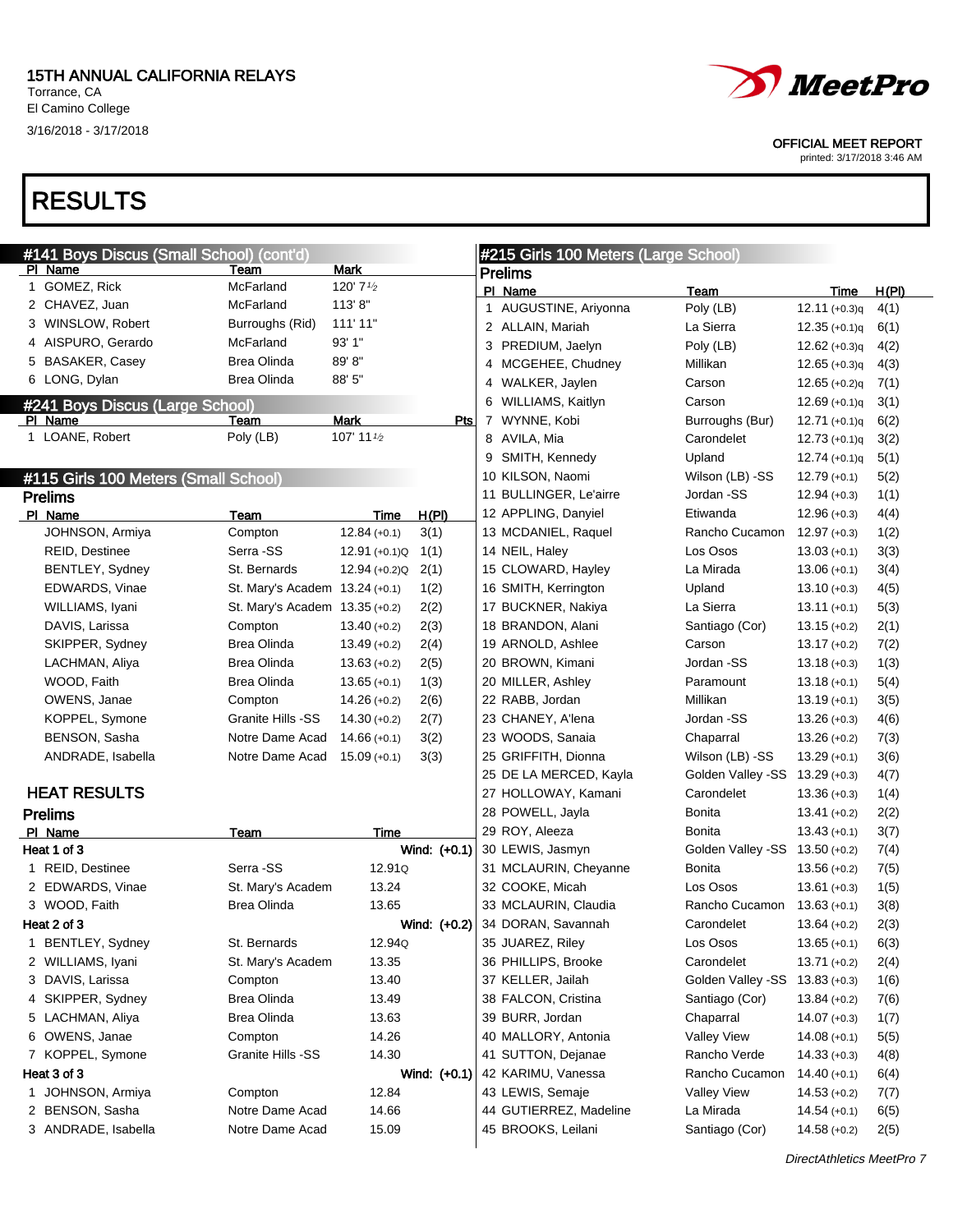# 15TH ANNUAL CALIFORNIA RELAYS

Torrance, CA
El Camino College
3/16/2018 - 3/17/2018

OFFICIAL MEET REPORT
printed: 3/17/2018 3:46 AM

# RESULTS

## #141 Boys Discus (Small School) (cont'd)

| Pl | Name | Team | Mark |
|---|---|---|---|
| 1 | GOMEZ, Rick | McFarland | 120' 7½ |
| 2 | CHAVEZ, Juan | McFarland | 113' 8" |
| 3 | WINSLOW, Robert | Burroughs (Rid) | 111' 11" |
| 4 | AISPURO, Gerardo | McFarland | 93' 1" |
| 5 | BASAKER, Casey | Brea Olinda | 89' 8" |
| 6 | LONG, Dylan | Brea Olinda | 88' 5" |

## #241 Boys Discus (Large School)

| Pl | Name | Team | Mark | Pts |
|---|---|---|---|---|
| 1 | LOANE, Robert | Poly (LB) | 107' 11½ | |

## #115 Girls 100 Meters (Small School)

### Prelims

| Pl | Name | Team | Time | H(Pl) |
|---|---|---|---|---|
| | JOHNSON, Armiya | Compton | 12.84 (+0.1) | 3(1) |
| | REID, Destinee | Serra -SS | 12.91 (+0.1)Q | 1(1) |
| | BENTLEY, Sydney | St. Bernards | 12.94 (+0.2)Q | 2(1) |
| | EDWARDS, Vinae | St. Mary's Academ | 13.24 (+0.1) | 1(2) |
| | WILLIAMS, Iyani | St. Mary's Academ | 13.35 (+0.2) | 2(2) |
| | DAVIS, Larissa | Compton | 13.40 (+0.2) | 2(3) |
| | SKIPPER, Sydney | Brea Olinda | 13.49 (+0.2) | 2(4) |
| | LACHMAN, Aliya | Brea Olinda | 13.63 (+0.2) | 2(5) |
| | WOOD, Faith | Brea Olinda | 13.65 (+0.1) | 1(3) |
| | OWENS, Janae | Compton | 14.26 (+0.2) | 2(6) |
| | KOPPEL, Symone | Granite Hills -SS | 14.30 (+0.2) | 2(7) |
| | BENSON, Sasha | Notre Dame Acad | 14.66 (+0.1) | 3(2) |
| | ANDRADE, Isabella | Notre Dame Acad | 15.09 (+0.1) | 3(3) |

### HEAT RESULTS

### Prelims

| Pl | Name | Team | Time |
|---|---|---|---|
| **Heat 1 of 3** | | | **Wind: (+0.1)** |
| 1 | REID, Destinee | Serra -SS | 12.91Q |
| 2 | EDWARDS, Vinae | St. Mary's Academ | 13.24 |
| 3 | WOOD, Faith | Brea Olinda | 13.65 |
| **Heat 2 of 3** | | | **Wind: (+0.2)** |
| 1 | BENTLEY, Sydney | St. Bernards | 12.94Q |
| 2 | WILLIAMS, Iyani | St. Mary's Academ | 13.35 |
| 3 | DAVIS, Larissa | Compton | 13.40 |
| 4 | SKIPPER, Sydney | Brea Olinda | 13.49 |
| 5 | LACHMAN, Aliya | Brea Olinda | 13.63 |
| 6 | OWENS, Janae | Compton | 14.26 |
| 7 | KOPPEL, Symone | Granite Hills -SS | 14.30 |
| **Heat 3 of 3** | | | **Wind: (+0.1)** |
| 1 | JOHNSON, Armiya | Compton | 12.84 |
| 2 | BENSON, Sasha | Notre Dame Acad | 14.66 |
| 3 | ANDRADE, Isabella | Notre Dame Acad | 15.09 |

## #215 Girls 100 Meters (Large School)

### Prelims

| Pl | Name | Team | Time | H(Pl) |
|---|---|---|---|---|
| 1 | AUGUSTINE, Ariyonna | Poly (LB) | 12.11 (+0.3)q | 4(1) |
| 2 | ALLAIN, Mariah | La Sierra | 12.35 (+0.1)q | 6(1) |
| 3 | PREDIUM, Jaelyn | Poly (LB) | 12.62 (+0.3)q | 4(2) |
| 4 | MCGEHEE, Chudney | Millikan | 12.65 (+0.3)q | 4(3) |
| 4 | WALKER, Jaylen | Carson | 12.65 (+0.2)q | 7(1) |
| 6 | WILLIAMS, Kaitlyn | Carson | 12.69 (+0.1)q | 3(1) |
| 7 | WYNNE, Kobi | Burroughs (Bur) | 12.71 (+0.1)q | 6(2) |
| 8 | AVILA, Mia | Carondelet | 12.73 (+0.1)q | 3(2) |
| 9 | SMITH, Kennedy | Upland | 12.74 (+0.1)q | 5(1) |
| 10 | KILSON, Naomi | Wilson (LB) -SS | 12.79 (+0.1) | 5(2) |
| 11 | BULLINGER, Le'airre | Jordan -SS | 12.94 (+0.3) | 1(1) |
| 12 | APPLING, Danyiel | Etiwanda | 12.96 (+0.3) | 4(4) |
| 13 | MCDANIEL, Raquel | Rancho Cucamon | 12.97 (+0.3) | 1(2) |
| 14 | NEIL, Haley | Los Osos | 13.03 (+0.1) | 3(3) |
| 15 | CLOWARD, Hayley | La Mirada | 13.06 (+0.1) | 3(4) |
| 16 | SMITH, Kerrington | Upland | 13.10 (+0.3) | 4(5) |
| 17 | BUCKNER, Nakiya | La Sierra | 13.11 (+0.1) | 5(3) |
| 18 | BRANDON, Alani | Santiago (Cor) | 13.15 (+0.2) | 2(1) |
| 19 | ARNOLD, Ashlee | Carson | 13.17 (+0.2) | 7(2) |
| 20 | BROWN, Kimani | Jordan -SS | 13.18 (+0.3) | 1(3) |
| 20 | MILLER, Ashley | Paramount | 13.18 (+0.1) | 5(4) |
| 22 | RABB, Jordan | Millikan | 13.19 (+0.1) | 3(5) |
| 23 | CHANEY, A'lena | Jordan -SS | 13.26 (+0.3) | 4(6) |
| 23 | WOODS, Sanaia | Chaparral | 13.26 (+0.2) | 7(3) |
| 25 | GRIFFITH, Dionna | Wilson (LB) -SS | 13.29 (+0.1) | 3(6) |
| 25 | DE LA MERCED, Kayla | Golden Valley -SS | 13.29 (+0.3) | 4(7) |
| 27 | HOLLOWAY, Kamani | Carondelet | 13.36 (+0.3) | 1(4) |
| 28 | POWELL, Jayla | Bonita | 13.41 (+0.2) | 2(2) |
| 29 | ROY, Aleeza | Bonita | 13.43 (+0.1) | 3(7) |
| 30 | LEWIS, Jasmyn | Golden Valley -SS | 13.50 (+0.2) | 7(4) |
| 31 | MCLAURIN, Cheyanne | Bonita | 13.56 (+0.2) | 7(5) |
| 32 | COOKE, Micah | Los Osos | 13.61 (+0.3) | 1(5) |
| 33 | MCLAURIN, Claudia | Rancho Cucamon | 13.63 (+0.1) | 3(8) |
| 34 | DORAN, Savannah | Carondelet | 13.64 (+0.2) | 2(3) |
| 35 | JUAREZ, Riley | Los Osos | 13.65 (+0.1) | 6(3) |
| 36 | PHILLIPS, Brooke | Carondelet | 13.71 (+0.2) | 2(4) |
| 37 | KELLER, Jailah | Golden Valley -SS | 13.83 (+0.3) | 1(6) |
| 38 | FALCON, Cristina | Santiago (Cor) | 13.84 (+0.2) | 7(6) |
| 39 | BURR, Jordan | Chaparral | 14.07 (+0.3) | 1(7) |
| 40 | MALLORY, Antonia | Valley View | 14.08 (+0.1) | 5(5) |
| 41 | SUTTON, Dejanae | Rancho Verde | 14.33 (+0.3) | 4(8) |
| 42 | KARIMU, Vanessa | Rancho Cucamon | 14.40 (+0.1) | 6(4) |
| 43 | LEWIS, Semaje | Valley View | 14.53 (+0.2) | 7(7) |
| 44 | GUTIERREZ, Madeline | La Mirada | 14.54 (+0.1) | 6(5) |
| 45 | BROOKS, Leilani | Santiago (Cor) | 14.58 (+0.2) | 2(5) |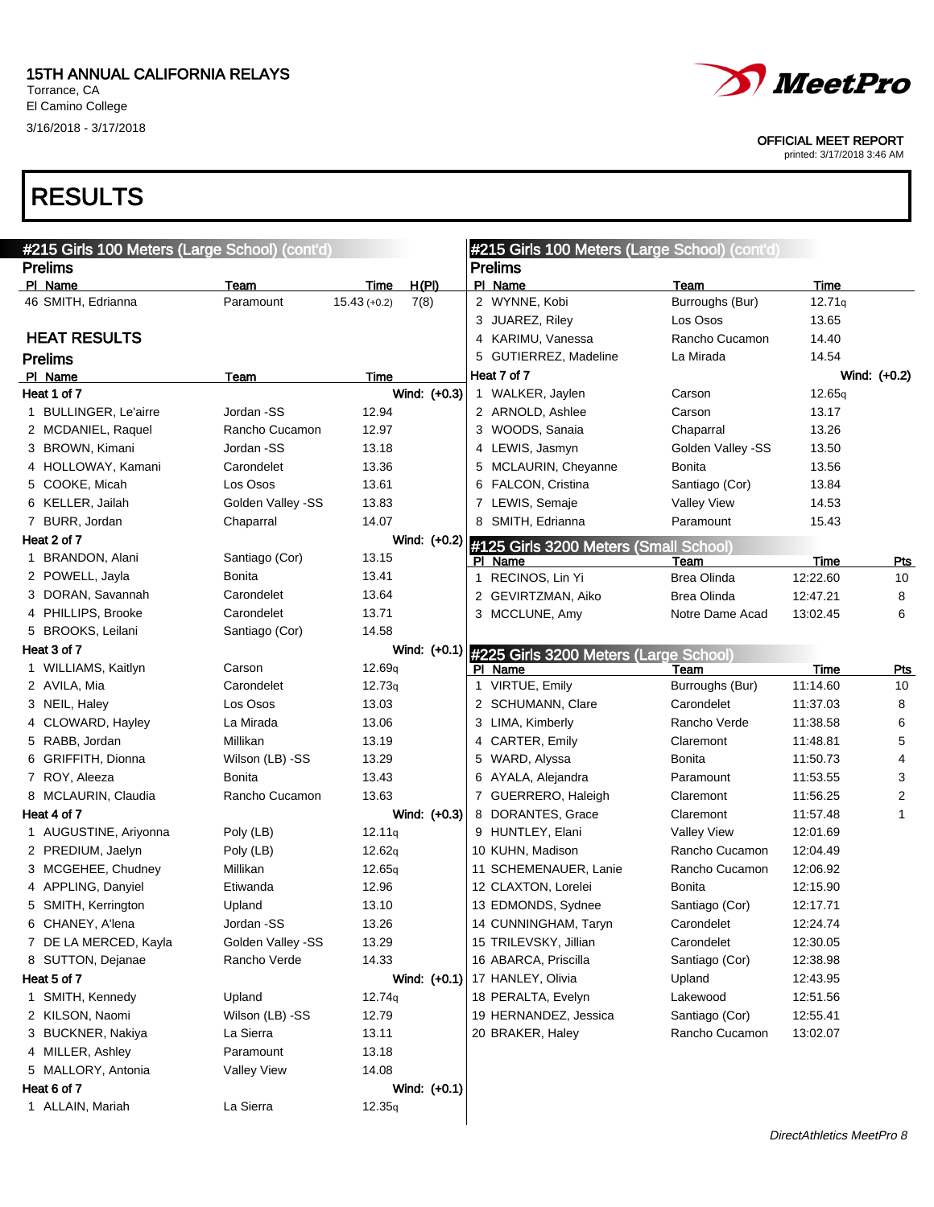# RESULTS

## #215 Girls 100 Meters (Large School) (cont'd)

### Prelims

| Pl | Name | Team | Time | H(Pl) |
|---|---|---|---|---|
| 46 | SMITH, Edrianna | Paramount | 15.43 (+0.2) | 7(8) |

### HEAT RESULTS

### Prelims

| Pl | Name | Team | Time |
|---|---|---|---|
| **Heat 1 of 7** | | | **Wind: (+0.3)** |
| 1 | BULLINGER, Le'airre | Jordan -SS | 12.94 |
| 2 | MCDANIEL, Raquel | Rancho Cucamon | 12.97 |
| 3 | BROWN, Kimani | Jordan -SS | 13.18 |
| 4 | HOLLOWAY, Kamani | Carondelet | 13.36 |
| 5 | COOKE, Micah | Los Osos | 13.61 |
| 6 | KELLER, Jailah | Golden Valley -SS | 13.83 |
| 7 | BURR, Jordan | Chaparral | 14.07 |
| **Heat 2 of 7** | | | **Wind: (+0.2)** |
| 1 | BRANDON, Alani | Santiago (Cor) | 13.15 |
| 2 | POWELL, Jayla | Bonita | 13.41 |
| 3 | DORAN, Savannah | Carondelet | 13.64 |
| 4 | PHILLIPS, Brooke | Carondelet | 13.71 |
| 5 | BROOKS, Leilani | Santiago (Cor) | 14.58 |
| **Heat 3 of 7** | | | **Wind: (+0.1)** |
| 1 | WILLIAMS, Kaitlyn | Carson | 12.69q |
| 2 | AVILA, Mia | Carondelet | 12.73q |
| 3 | NEIL, Haley | Los Osos | 13.03 |
| 4 | CLOWARD, Hayley | La Mirada | 13.06 |
| 5 | RABB, Jordan | Millikan | 13.19 |
| 6 | GRIFFITH, Dionna | Wilson (LB) -SS | 13.29 |
| 7 | ROY, Aleeza | Bonita | 13.43 |
| 8 | MCLAURIN, Claudia | Rancho Cucamon | 13.63 |
| **Heat 4 of 7** | | | **Wind: (+0.3)** |
| 1 | AUGUSTINE, Ariyonna | Poly (LB) | 12.11q |
| 2 | PREDIUM, Jaelyn | Poly (LB) | 12.62q |
| 3 | MCGEHEE, Chudney | Millikan | 12.65q |
| 4 | APPLING, Danyiel | Etiwanda | 12.96 |
| 5 | SMITH, Kerrington | Upland | 13.10 |
| 6 | CHANEY, A'lena | Jordan -SS | 13.26 |
| 7 | DE LA MERCED, Kayla | Golden Valley -SS | 13.29 |
| 8 | SUTTON, Dejanae | Rancho Verde | 14.33 |
| **Heat 5 of 7** | | | **Wind: (+0.1)** |
| 1 | SMITH, Kennedy | Upland | 12.74q |
| 2 | KILSON, Naomi | Wilson (LB) -SS | 12.79 |
| 3 | BUCKNER, Nakiya | La Sierra | 13.11 |
| 4 | MILLER, Ashley | Paramount | 13.18 |
| 5 | MALLORY, Antonia | Valley View | 14.08 |
| **Heat 6 of 7** | | | **Wind: (+0.1)** |
| 1 | ALLAIN, Mariah | La Sierra | 12.35q |
| 2 | WYNNE, Kobi | Burroughs (Bur) | 12.71q |
| 3 | JUAREZ, Riley | Los Osos | 13.65 |
| 4 | KARIMU, Vanessa | Rancho Cucamon | 14.40 |
| 5 | GUTIERREZ, Madeline | La Mirada | 14.54 |
| **Heat 7 of 7** | | | **Wind: (+0.2)** |
| 1 | WALKER, Jaylen | Carson | 12.65q |
| 2 | ARNOLD, Ashlee | Carson | 13.17 |
| 3 | WOODS, Sanaia | Chaparral | 13.26 |
| 4 | LEWIS, Jasmyn | Golden Valley -SS | 13.50 |
| 5 | MCLAURIN, Cheyanne | Bonita | 13.56 |
| 6 | FALCON, Cristina | Santiago (Cor) | 13.84 |
| 7 | LEWIS, Semaje | Valley View | 14.53 |
| 8 | SMITH, Edrianna | Paramount | 15.43 |

## #125 Girls 3200 Meters (Small School)

| Pl | Name | Team | Time | Pts |
|---|---|---|---|---|
| 1 | RECINOS, Lin Yi | Brea Olinda | 12:22.60 | 10 |
| 2 | GEVIRTZMAN, Aiko | Brea Olinda | 12:47.21 | 8 |
| 3 | MCCLUNE, Amy | Notre Dame Acad | 13:02.45 | 6 |

## #225 Girls 3200 Meters (Large School)

| Pl | Name | Team | Time | Pts |
|---|---|---|---|---|
| 1 | VIRTUE, Emily | Burroughs (Bur) | 11:14.60 | 10 |
| 2 | SCHUMANN, Clare | Carondelet | 11:37.03 | 8 |
| 3 | LIMA, Kimberly | Rancho Verde | 11:38.58 | 6 |
| 4 | CARTER, Emily | Claremont | 11:48.81 | 5 |
| 5 | WARD, Alyssa | Bonita | 11:50.73 | 4 |
| 6 | AYALA, Alejandra | Paramount | 11:53.55 | 3 |
| 7 | GUERRERO, Haleigh | Claremont | 11:56.25 | 2 |
| 8 | DORANTES, Grace | Claremont | 11:57.48 | 1 |
| 9 | HUNTLEY, Elani | Valley View | 12:01.69 | |
| 10 | KUHN, Madison | Rancho Cucamon | 12:04.49 | |
| 11 | SCHEMENAUER, Lanie | Rancho Cucamon | 12:06.92 | |
| 12 | CLAXTON, Lorelei | Bonita | 12:15.90 | |
| 13 | EDMONDS, Sydnee | Santiago (Cor) | 12:17.71 | |
| 14 | CUNNINGHAM, Taryn | Carondelet | 12:24.74 | |
| 15 | TRILEVSKY, Jillian | Carondelet | 12:30.05 | |
| 16 | ABARCA, Priscilla | Santiago (Cor) | 12:38.98 | |
| 17 | HANLEY, Olivia | Upland | 12:43.95 | |
| 18 | PERALTA, Evelyn | Lakewood | 12:51.56 | |
| 19 | HERNANDEZ, Jessica | Santiago (Cor) | 12:55.41 | |
| 20 | BRAKER, Haley | Rancho Cucamon | 13:02.07 | |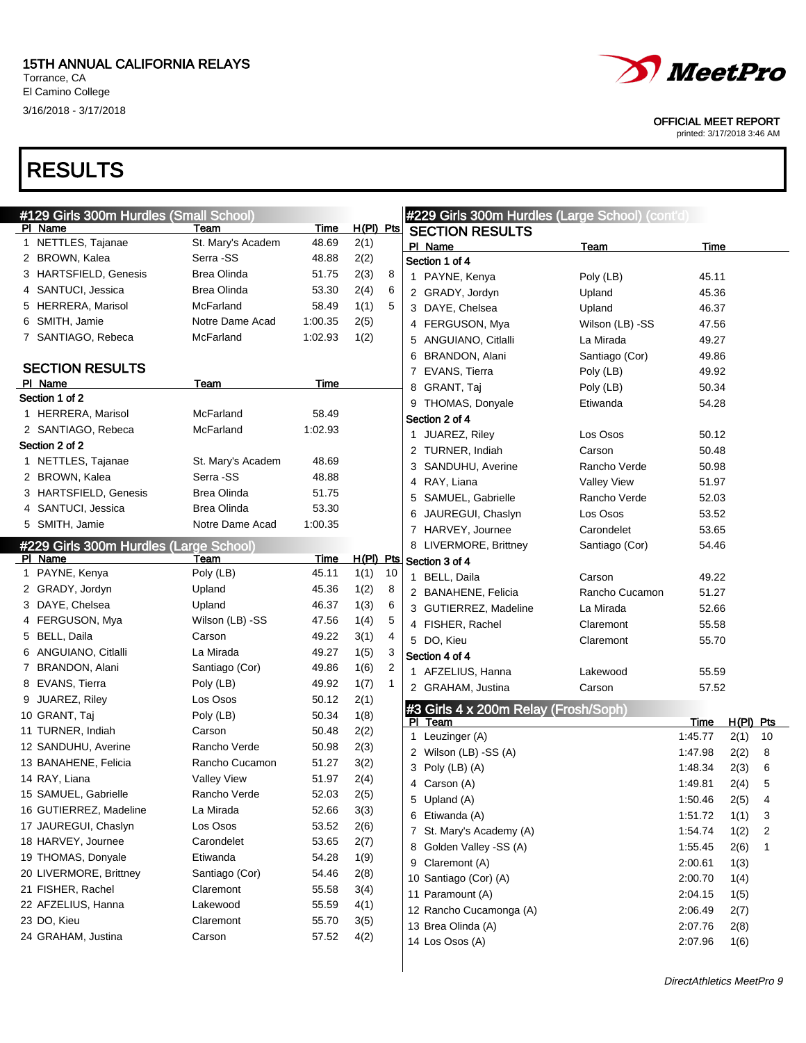15TH ANNUAL CALIFORNIA RELAYS
Torrance, CA
El Camino College
3/16/2018 - 3/17/2018

OFFICIAL MEET REPORT
printed: 3/17/2018 3:46 AM

# RESULTS

## #129 Girls 300m Hurdles (Small School)

| Pl | Name | Team | Time | H(Pl) | Pts |
|---|---|---|---|---|---|
| 1 | NETTLES, Tajanae | St. Mary's Academ | 48.69 | 2(1) | |
| 2 | BROWN, Kalea | Serra -SS | 48.88 | 2(2) | |
| 3 | HARTSFIELD, Genesis | Brea Olinda | 51.75 | 2(3) | 8 |
| 4 | SANTUCI, Jessica | Brea Olinda | 53.30 | 2(4) | 6 |
| 5 | HERRERA, Marisol | McFarland | 58.49 | 1(1) | 5 |
| 6 | SMITH, Jamie | Notre Dame Acad | 1:00.35 | 2(5) | |
| 7 | SANTIAGO, Rebeca | McFarland | 1:02.93 | 1(2) | |

### SECTION RESULTS

| Pl | Name | Team | Time |
|---|---|---|---|
| **Section 1 of 2** | | | |
| 1 | HERRERA, Marisol | McFarland | 58.49 |
| 2 | SANTIAGO, Rebeca | McFarland | 1:02.93 |
| **Section 2 of 2** | | | |
| 1 | NETTLES, Tajanae | St. Mary's Academ | 48.69 |
| 2 | BROWN, Kalea | Serra -SS | 48.88 |
| 3 | HARTSFIELD, Genesis | Brea Olinda | 51.75 |
| 4 | SANTUCI, Jessica | Brea Olinda | 53.30 |
| 5 | SMITH, Jamie | Notre Dame Acad | 1:00.35 |

## #229 Girls 300m Hurdles (Large School)

| Pl | Name | Team | Time | H(Pl) | Pts |
|---|---|---|---|---|---|
| 1 | PAYNE, Kenya | Poly (LB) | 45.11 | 1(1) | 10 |
| 2 | GRADY, Jordyn | Upland | 45.36 | 1(2) | 8 |
| 3 | DAYE, Chelsea | Upland | 46.37 | 1(3) | 6 |
| 4 | FERGUSON, Mya | Wilson (LB) -SS | 47.56 | 1(4) | 5 |
| 5 | BELL, Daila | Carson | 49.22 | 3(1) | 4 |
| 6 | ANGUIANO, Citlalli | La Mirada | 49.27 | 1(5) | 3 |
| 7 | BRANDON, Alani | Santiago (Cor) | 49.86 | 1(6) | 2 |
| 8 | EVANS, Tierra | Poly (LB) | 49.92 | 1(7) | 1 |
| 9 | JUAREZ, Riley | Los Osos | 50.12 | 2(1) | |
| 10 | GRANT, Taj | Poly (LB) | 50.34 | 1(8) | |
| 11 | TURNER, Indiah | Carson | 50.48 | 2(2) | |
| 12 | SANDUHU, Averine | Rancho Verde | 50.98 | 2(3) | |
| 13 | BANAHENE, Felicia | Rancho Cucamon | 51.27 | 3(2) | |
| 14 | RAY, Liana | Valley View | 51.97 | 2(4) | |
| 15 | SAMUEL, Gabrielle | Rancho Verde | 52.03 | 2(5) | |
| 16 | GUTIERREZ, Madeline | La Mirada | 52.66 | 3(3) | |
| 17 | JAUREGUI, Chaslyn | Los Osos | 53.52 | 2(6) | |
| 18 | HARVEY, Journee | Carondelet | 53.65 | 2(7) | |
| 19 | THOMAS, Donyale | Etiwanda | 54.28 | 1(9) | |
| 20 | LIVERMORE, Brittney | Santiago (Cor) | 54.46 | 2(8) | |
| 21 | FISHER, Rachel | Claremont | 55.58 | 3(4) | |
| 22 | AFZELIUS, Hanna | Lakewood | 55.59 | 4(1) | |
| 23 | DO, Kieu | Claremont | 55.70 | 3(5) | |
| 24 | GRAHAM, Justina | Carson | 57.52 | 4(2) | |

## #229 Girls 300m Hurdles (Large School) (cont'd)

### SECTION RESULTS

| Pl | Name | Team | Time |
|---|---|---|---|
| **Section 1 of 4** | | | |
| 1 | PAYNE, Kenya | Poly (LB) | 45.11 |
| 2 | GRADY, Jordyn | Upland | 45.36 |
| 3 | DAYE, Chelsea | Upland | 46.37 |
| 4 | FERGUSON, Mya | Wilson (LB) -SS | 47.56 |
| 5 | ANGUIANO, Citlalli | La Mirada | 49.27 |
| 6 | BRANDON, Alani | Santiago (Cor) | 49.86 |
| 7 | EVANS, Tierra | Poly (LB) | 49.92 |
| 8 | GRANT, Taj | Poly (LB) | 50.34 |
| 9 | THOMAS, Donyale | Etiwanda | 54.28 |
| **Section 2 of 4** | | | |
| 1 | JUAREZ, Riley | Los Osos | 50.12 |
| 2 | TURNER, Indiah | Carson | 50.48 |
| 3 | SANDUHU, Averine | Rancho Verde | 50.98 |
| 4 | RAY, Liana | Valley View | 51.97 |
| 5 | SAMUEL, Gabrielle | Rancho Verde | 52.03 |
| 6 | JAUREGUI, Chaslyn | Los Osos | 53.52 |
| 7 | HARVEY, Journee | Carondelet | 53.65 |
| 8 | LIVERMORE, Brittney | Santiago (Cor) | 54.46 |
| **Section 3 of 4** | | | |
| 1 | BELL, Daila | Carson | 49.22 |
| 2 | BANAHENE, Felicia | Rancho Cucamon | 51.27 |
| 3 | GUTIERREZ, Madeline | La Mirada | 52.66 |
| 4 | FISHER, Rachel | Claremont | 55.58 |
| 5 | DO, Kieu | Claremont | 55.70 |
| **Section 4 of 4** | | | |
| 1 | AFZELIUS, Hanna | Lakewood | 55.59 |
| 2 | GRAHAM, Justina | Carson | 57.52 |

## #3 Girls 4 x 200m Relay (Frosh/Soph)

| Pl | Team | Time | H(Pl) | Pts |
|---|---|---|---|---|
| 1 | Leuzinger (A) | 1:45.77 | 2(1) | 10 |
| 2 | Wilson (LB) -SS (A) | 1:47.98 | 2(2) | 8 |
| 3 | Poly (LB) (A) | 1:48.34 | 2(3) | 6 |
| 4 | Carson (A) | 1:49.81 | 2(4) | 5 |
| 5 | Upland (A) | 1:50.46 | 2(5) | 4 |
| 6 | Etiwanda (A) | 1:51.72 | 1(1) | 3 |
| 7 | St. Mary's Academy (A) | 1:54.74 | 1(2) | 2 |
| 8 | Golden Valley -SS (A) | 1:55.45 | 2(6) | 1 |
| 9 | Claremont (A) | 2:00.61 | 1(3) | |
| 10 | Santiago (Cor) (A) | 2:00.70 | 1(4) | |
| 11 | Paramount (A) | 2:04.15 | 1(5) | |
| 12 | Rancho Cucamonga (A) | 2:06.49 | 2(7) | |
| 13 | Brea Olinda (A) | 2:07.76 | 2(8) | |
| 14 | Los Osos (A) | 2:07.96 | 1(6) | |

*DirectAthletics MeetPro 9*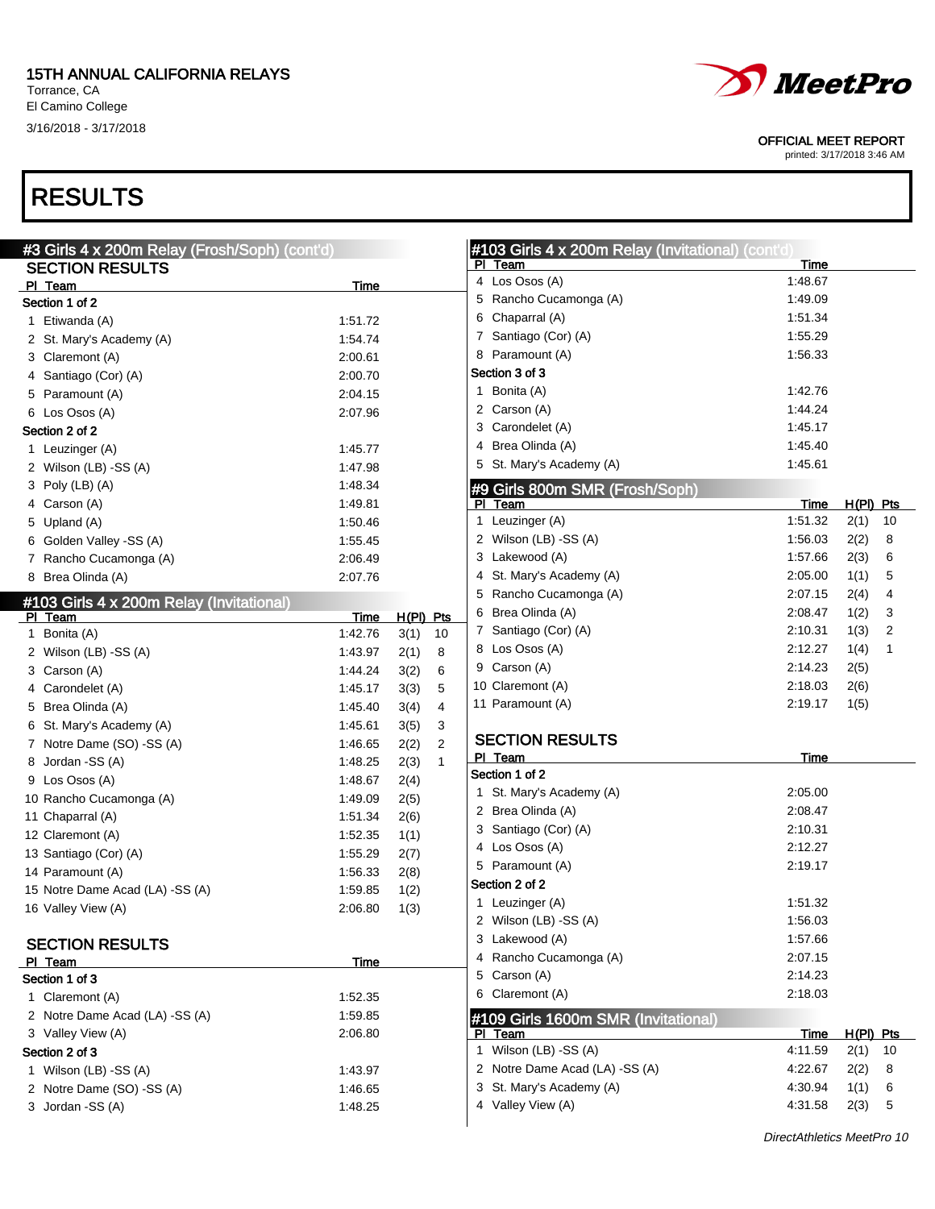# 15TH ANNUAL CALIFORNIA RELAYS

Torrance, CA
El Camino College
3/16/2018 - 3/17/2018

OFFICIAL MEET REPORT
printed: 3/17/2018 3:46 AM

# RESULTS

## #3 Girls 4 x 200m Relay (Frosh/Soph) (cont'd)

### SECTION RESULTS

| Pl | Team | Time |
|---|---|---|
| **Section 1 of 2** | | |
| 1 | Etiwanda (A) | 1:51.72 |
| 2 | St. Mary's Academy (A) | 1:54.74 |
| 3 | Claremont (A) | 2:00.61 |
| 4 | Santiago (Cor) (A) | 2:00.70 |
| 5 | Paramount (A) | 2:04.15 |
| 6 | Los Osos (A) | 2:07.96 |
| **Section 2 of 2** | | |
| 1 | Leuzinger (A) | 1:45.77 |
| 2 | Wilson (LB) -SS (A) | 1:47.98 |
| 3 | Poly (LB) (A) | 1:48.34 |
| 4 | Carson (A) | 1:49.81 |
| 5 | Upland (A) | 1:50.46 |
| 6 | Golden Valley -SS (A) | 1:55.45 |
| 7 | Rancho Cucamonga (A) | 2:06.49 |
| 8 | Brea Olinda (A) | 2:07.76 |

## #103 Girls 4 x 200m Relay (Invitational)

| Pl | Team | Time | H(Pl) | Pts |
|---|---|---|---|---|
| 1 | Bonita (A) | 1:42.76 | 3(1) | 10 |
| 2 | Wilson (LB) -SS (A) | 1:43.97 | 2(1) | 8 |
| 3 | Carson (A) | 1:44.24 | 3(2) | 6 |
| 4 | Carondelet (A) | 1:45.17 | 3(3) | 5 |
| 5 | Brea Olinda (A) | 1:45.40 | 3(4) | 4 |
| 6 | St. Mary's Academy (A) | 1:45.61 | 3(5) | 3 |
| 7 | Notre Dame (SO) -SS (A) | 1:46.65 | 2(2) | 2 |
| 8 | Jordan -SS (A) | 1:48.25 | 2(3) | 1 |
| 9 | Los Osos (A) | 1:48.67 | 2(4) | |
| 10 | Rancho Cucamonga (A) | 1:49.09 | 2(5) | |
| 11 | Chaparral (A) | 1:51.34 | 2(6) | |
| 12 | Claremont (A) | 1:52.35 | 1(1) | |
| 13 | Santiago (Cor) (A) | 1:55.29 | 2(7) | |
| 14 | Paramount (A) | 1:56.33 | 2(8) | |
| 15 | Notre Dame Acad (LA) -SS (A) | 1:59.85 | 1(2) | |
| 16 | Valley View (A) | 2:06.80 | 1(3) | |

### SECTION RESULTS

| Pl | Team | Time |
|---|---|---|
| **Section 1 of 3** | | |
| 1 | Claremont (A) | 1:52.35 |
| 2 | Notre Dame Acad (LA) -SS (A) | 1:59.85 |
| 3 | Valley View (A) | 2:06.80 |
| **Section 2 of 3** | | |
| 1 | Wilson (LB) -SS (A) | 1:43.97 |
| 2 | Notre Dame (SO) -SS (A) | 1:46.65 |
| 3 | Jordan -SS (A) | 1:48.25 |
| 4 | Los Osos (A) | 1:48.67 |
| 5 | Rancho Cucamonga (A) | 1:49.09 |
| 6 | Chaparral (A) | 1:51.34 |
| 7 | Santiago (Cor) (A) | 1:55.29 |
| 8 | Paramount (A) | 1:56.33 |
| **Section 3 of 3** | | |
| 1 | Bonita (A) | 1:42.76 |
| 2 | Carson (A) | 1:44.24 |
| 3 | Carondelet (A) | 1:45.17 |
| 4 | Brea Olinda (A) | 1:45.40 |
| 5 | St. Mary's Academy (A) | 1:45.61 |

## #9 Girls 800m SMR (Frosh/Soph)

| Pl | Team | Time | H(Pl) | Pts |
|---|---|---|---|---|
| 1 | Leuzinger (A) | 1:51.32 | 2(1) | 10 |
| 2 | Wilson (LB) -SS (A) | 1:56.03 | 2(2) | 8 |
| 3 | Lakewood (A) | 1:57.66 | 2(3) | 6 |
| 4 | St. Mary's Academy (A) | 2:05.00 | 1(1) | 5 |
| 5 | Rancho Cucamonga (A) | 2:07.15 | 2(4) | 4 |
| 6 | Brea Olinda (A) | 2:08.47 | 1(2) | 3 |
| 7 | Santiago (Cor) (A) | 2:10.31 | 1(3) | 2 |
| 8 | Los Osos (A) | 2:12.27 | 1(4) | 1 |
| 9 | Carson (A) | 2:14.23 | 2(5) | |
| 10 | Claremont (A) | 2:18.03 | 2(6) | |
| 11 | Paramount (A) | 2:19.17 | 1(5) | |

### SECTION RESULTS

| Pl | Team | Time |
|---|---|---|
| **Section 1 of 2** | | |
| 1 | St. Mary's Academy (A) | 2:05.00 |
| 2 | Brea Olinda (A) | 2:08.47 |
| 3 | Santiago (Cor) (A) | 2:10.31 |
| 4 | Los Osos (A) | 2:12.27 |
| 5 | Paramount (A) | 2:19.17 |
| **Section 2 of 2** | | |
| 1 | Leuzinger (A) | 1:51.32 |
| 2 | Wilson (LB) -SS (A) | 1:56.03 |
| 3 | Lakewood (A) | 1:57.66 |
| 4 | Rancho Cucamonga (A) | 2:07.15 |
| 5 | Carson (A) | 2:14.23 |
| 6 | Claremont (A) | 2:18.03 |

## #109 Girls 1600m SMR (Invitational)

| Pl | Team | Time | H(Pl) | Pts |
|---|---|---|---|---|
| 1 | Wilson (LB) -SS (A) | 4:11.59 | 2(1) | 10 |
| 2 | Notre Dame Acad (LA) -SS (A) | 4:22.67 | 2(2) | 8 |
| 3 | St. Mary's Academy (A) | 4:30.94 | 1(1) | 6 |
| 4 | Valley View (A) | 4:31.58 | 2(3) | 5 |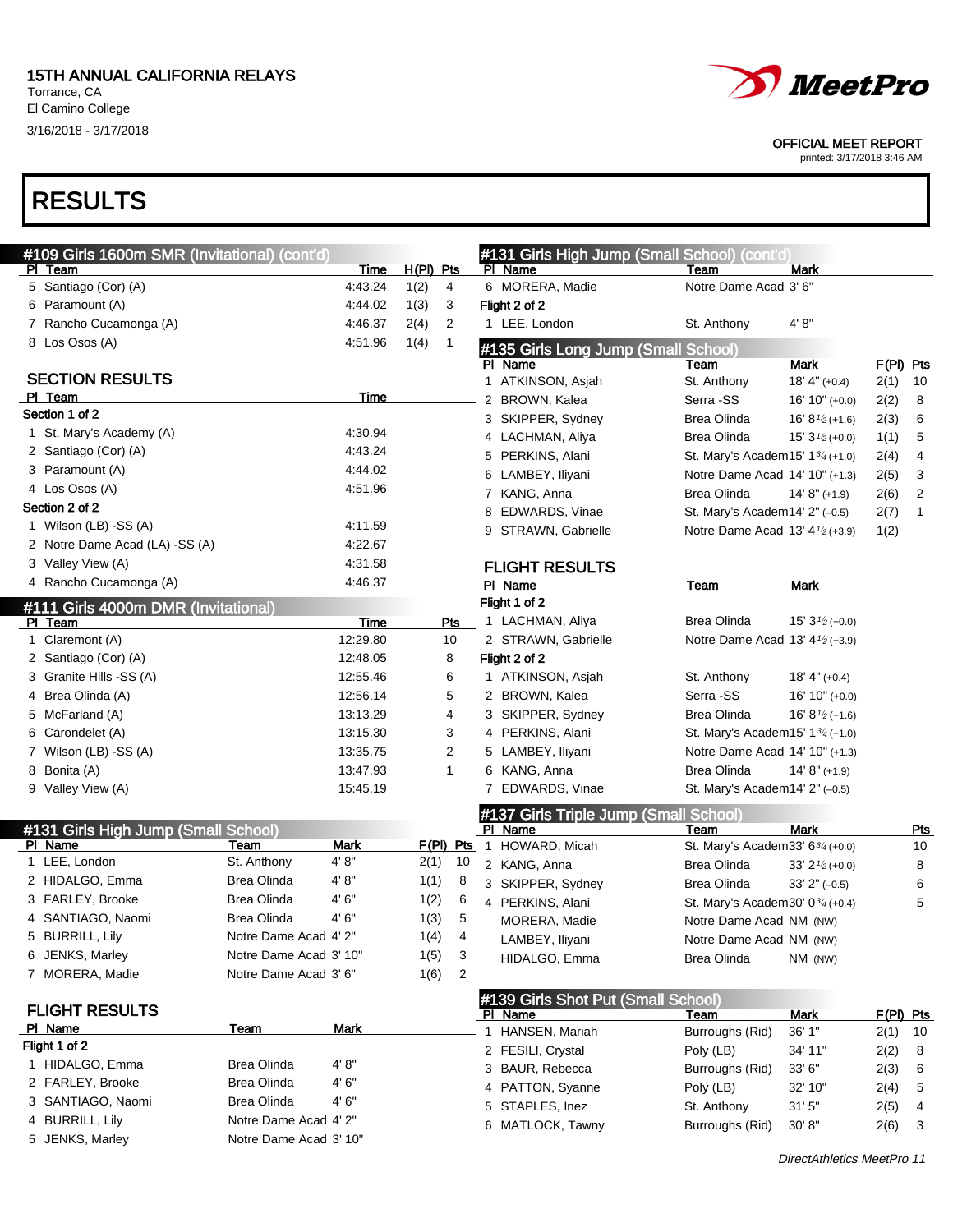15TH ANNUAL CALIFORNIA RELAYS
Torrance, CA
El Camino College
3/16/2018 - 3/17/2018

OFFICIAL MEET REPORT
printed: 3/17/2018 3:46 AM

# RESULTS

## #109 Girls 1600m SMR (Invitational) (cont'd)

| Pl | Team | Time | H(Pl) | Pts |
|---|---|---|---|---|
| 5 | Santiago (Cor) (A) | 4:43.24 | 1(2) | 4 |
| 6 | Paramount (A) | 4:44.02 | 1(3) | 3 |
| 7 | Rancho Cucamonga (A) | 4:46.37 | 2(4) | 2 |
| 8 | Los Osos (A) | 4:51.96 | 1(4) | 1 |

### SECTION RESULTS

| Pl | Team | Time |
|---|---|---|
| **Section 1 of 2** | | |
| 1 | St. Mary's Academy (A) | 4:30.94 |
| 2 | Santiago (Cor) (A) | 4:43.24 |
| 3 | Paramount (A) | 4:44.02 |
| 4 | Los Osos (A) | 4:51.96 |
| **Section 2 of 2** | | |
| 1 | Wilson (LB) -SS (A) | 4:11.59 |
| 2 | Notre Dame Acad (LA) -SS (A) | 4:22.67 |
| 3 | Valley View (A) | 4:31.58 |
| 4 | Rancho Cucamonga (A) | 4:46.37 |

## #111 Girls 4000m DMR (Invitational)

| Pl | Team | Time | Pts |
|---|---|---|---|
| 1 | Claremont (A) | 12:29.80 | 10 |
| 2 | Santiago (Cor) (A) | 12:48.05 | 8 |
| 3 | Granite Hills -SS (A) | 12:55.46 | 6 |
| 4 | Brea Olinda (A) | 12:56.14 | 5 |
| 5 | McFarland (A) | 13:13.29 | 4 |
| 6 | Carondelet (A) | 13:15.30 | 3 |
| 7 | Wilson (LB) -SS (A) | 13:35.75 | 2 |
| 8 | Bonita (A) | 13:47.93 | 1 |
| 9 | Valley View (A) | 15:45.19 | |

## #131 Girls High Jump (Small School)

| Pl | Name | Team | Mark | F(Pl) | Pts |
|---|---|---|---|---|---|
| 1 | LEE, London | St. Anthony | 4' 8" | 2(1) | 10 |
| 2 | HIDALGO, Emma | Brea Olinda | 4' 8" | 1(1) | 8 |
| 3 | FARLEY, Brooke | Brea Olinda | 4' 6" | 1(2) | 6 |
| 4 | SANTIAGO, Naomi | Brea Olinda | 4' 6" | 1(3) | 5 |
| 5 | BURRILL, Lily | Notre Dame Acad | 4' 2" | 1(4) | 4 |
| 6 | JENKS, Marley | Notre Dame Acad | 3' 10" | 1(5) | 3 |
| 7 | MORERA, Madie | Notre Dame Acad | 3' 6" | 1(6) | 2 |

### FLIGHT RESULTS

| Pl | Name | Team | Mark |
|---|---|---|---|
| **Flight 1 of 2** | | | |
| 1 | HIDALGO, Emma | Brea Olinda | 4' 8" |
| 2 | FARLEY, Brooke | Brea Olinda | 4' 6" |
| 3 | SANTIAGO, Naomi | Brea Olinda | 4' 6" |
| 4 | BURRILL, Lily | Notre Dame Acad | 4' 2" |
| 5 | JENKS, Marley | Notre Dame Acad | 3' 10" |
| 6 | MORERA, Madie | Notre Dame Acad | 3' 6" |
| **Flight 2 of 2** | | | |
| 1 | LEE, London | St. Anthony | 4' 8" |

## #135 Girls Long Jump (Small School)

| Pl | Name | Team | Mark | F(Pl) | Pts |
|---|---|---|---|---|---|
| 1 | ATKINSON, Asjah | St. Anthony | 18' 4" (+0.4) | 2(1) | 10 |
| 2 | BROWN, Kalea | Serra -SS | 16' 10" (+0.0) | 2(2) | 8 |
| 3 | SKIPPER, Sydney | Brea Olinda | 16' 8½ (+1.6) | 2(3) | 6 |
| 4 | LACHMAN, Aliya | Brea Olinda | 15' 3½ (+0.0) | 1(1) | 5 |
| 5 | PERKINS, Alani | St. Mary's Academ | 15' 1¾ (+1.0) | 2(4) | 4 |
| 6 | LAMBEY, Iliyani | Notre Dame Acad | 14' 10" (+1.3) | 2(5) | 3 |
| 7 | KANG, Anna | Brea Olinda | 14' 8" (+1.9) | 2(6) | 2 |
| 8 | EDWARDS, Vinae | St. Mary's Academ | 14' 2" (–0.5) | 2(7) | 1 |
| 9 | STRAWN, Gabrielle | Notre Dame Acad | 13' 4½ (+3.9) | 1(2) | |

### FLIGHT RESULTS

| Pl | Name | Team | Mark |
|---|---|---|---|
| **Flight 1 of 2** | | | |
| 1 | LACHMAN, Aliya | Brea Olinda | 15' 3½ (+0.0) |
| 2 | STRAWN, Gabrielle | Notre Dame Acad | 13' 4½ (+3.9) |
| **Flight 2 of 2** | | | |
| 1 | ATKINSON, Asjah | St. Anthony | 18' 4" (+0.4) |
| 2 | BROWN, Kalea | Serra -SS | 16' 10" (+0.0) |
| 3 | SKIPPER, Sydney | Brea Olinda | 16' 8½ (+1.6) |
| 4 | PERKINS, Alani | St. Mary's Academ | 15' 1¾ (+1.0) |
| 5 | LAMBEY, Iliyani | Notre Dame Acad | 14' 10" (+1.3) |
| 6 | KANG, Anna | Brea Olinda | 14' 8" (+1.9) |
| 7 | EDWARDS, Vinae | St. Mary's Academ | 14' 2" (–0.5) |

## #137 Girls Triple Jump (Small School)

| Pl | Name | Team | Mark | Pts |
|---|---|---|---|---|
| 1 | HOWARD, Micah | St. Mary's Academ | 33' 6¾ (+0.0) | 10 |
| 2 | KANG, Anna | Brea Olinda | 33' 2½ (+0.0) | 8 |
| 3 | SKIPPER, Sydney | Brea Olinda | 33' 2" (–0.5) | 6 |
| 4 | PERKINS, Alani | St. Mary's Academ | 30' 0¾ (+0.4) | 5 |
| | MORERA, Madie | Notre Dame Acad | NM (NW) | |
| | LAMBEY, Iliyani | Notre Dame Acad | NM (NW) | |
| | HIDALGO, Emma | Brea Olinda | NM (NW) | |

## #139 Girls Shot Put (Small School)

| Pl | Name | Team | Mark | F(Pl) | Pts |
|---|---|---|---|---|---|
| 1 | HANSEN, Mariah | Burroughs (Rid) | 36' 1" | 2(1) | 10 |
| 2 | FESILI, Crystal | Poly (LB) | 34' 11" | 2(2) | 8 |
| 3 | BAUR, Rebecca | Burroughs (Rid) | 33' 6" | 2(3) | 6 |
| 4 | PATTON, Syanne | Poly (LB) | 32' 10" | 2(4) | 5 |
| 5 | STAPLES, Inez | St. Anthony | 31' 5" | 2(5) | 4 |
| 6 | MATLOCK, Tawny | Burroughs (Rid) | 30' 8" | 2(6) | 3 |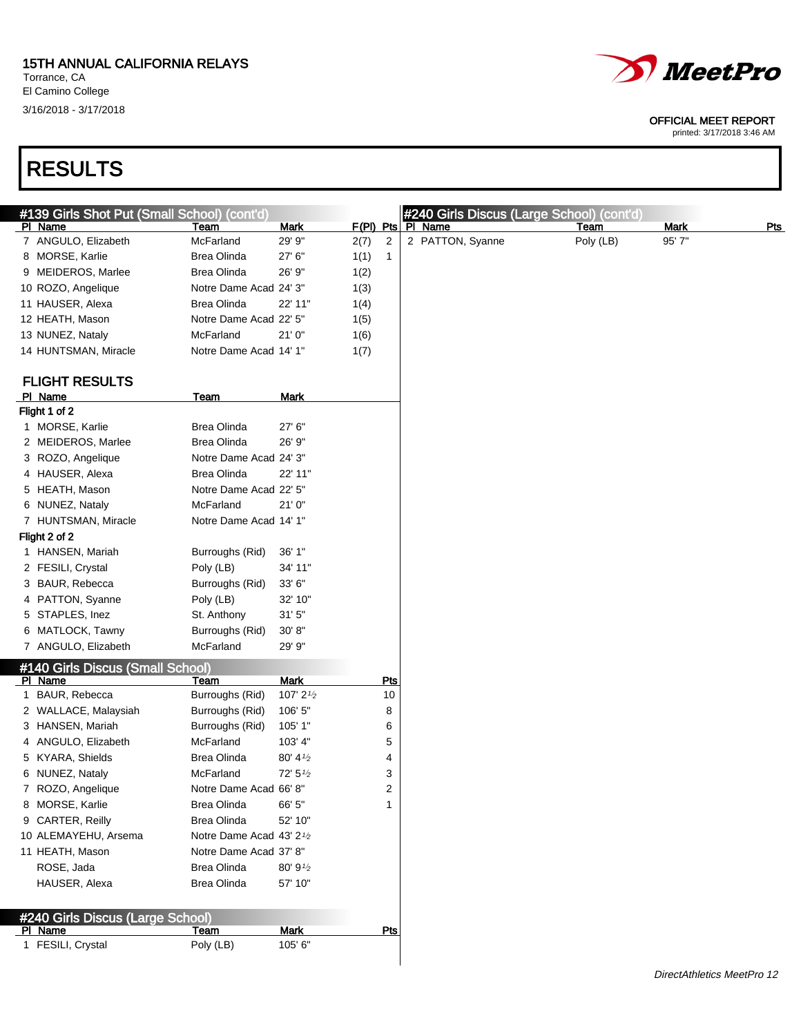# 15TH ANNUAL CALIFORNIA RELAYS

Torrance, CA
El Camino College
3/16/2018 - 3/17/2018

OFFICIAL MEET REPORT
printed: 3/17/2018 3:46 AM

## RESULTS

### #139 Girls Shot Put (Small School) (cont'd)

| Pl | Name | Team | Mark | F(Pl) | Pts |
|---|---|---|---|---|---|
| 7 | ANGULO, Elizabeth | McFarland | 29' 9" | 2(7) | 2 |
| 8 | MORSE, Karlie | Brea Olinda | 27' 6" | 1(1) | 1 |
| 9 | MEIDEROS, Marlee | Brea Olinda | 26' 9" | 1(2) | |
| 10 | ROZO, Angelique | Notre Dame Acad | 24' 3" | 1(3) | |
| 11 | HAUSER, Alexa | Brea Olinda | 22' 11" | 1(4) | |
| 12 | HEATH, Mason | Notre Dame Acad | 22' 5" | 1(5) | |
| 13 | NUNEZ, Nataly | McFarland | 21' 0" | 1(6) | |
| 14 | HUNTSMAN, Miracle | Notre Dame Acad | 14' 1" | 1(7) | |

#### FLIGHT RESULTS

| Pl | Name | Team | Mark |
|---|---|---|---|
| **Flight 1 of 2** | | | |
| 1 | MORSE, Karlie | Brea Olinda | 27' 6" |
| 2 | MEIDEROS, Marlee | Brea Olinda | 26' 9" |
| 3 | ROZO, Angelique | Notre Dame Acad | 24' 3" |
| 4 | HAUSER, Alexa | Brea Olinda | 22' 11" |
| 5 | HEATH, Mason | Notre Dame Acad | 22' 5" |
| 6 | NUNEZ, Nataly | McFarland | 21' 0" |
| 7 | HUNTSMAN, Miracle | Notre Dame Acad | 14' 1" |
| **Flight 2 of 2** | | | |
| 1 | HANSEN, Mariah | Burroughs (Rid) | 36' 1" |
| 2 | FESILI, Crystal | Poly (LB) | 34' 11" |
| 3 | BAUR, Rebecca | Burroughs (Rid) | 33' 6" |
| 4 | PATTON, Syanne | Poly (LB) | 32' 10" |
| 5 | STAPLES, Inez | St. Anthony | 31' 5" |
| 6 | MATLOCK, Tawny | Burroughs (Rid) | 30' 8" |
| 7 | ANGULO, Elizabeth | McFarland | 29' 9" |

### #140 Girls Discus (Small School)

| Pl | Name | Team | Mark | Pts |
|---|---|---|---|---|
| 1 | BAUR, Rebecca | Burroughs (Rid) | 107' 2½ | 10 |
| 2 | WALLACE, Malaysiah | Burroughs (Rid) | 106' 5" | 8 |
| 3 | HANSEN, Mariah | Burroughs (Rid) | 105' 1" | 6 |
| 4 | ANGULO, Elizabeth | McFarland | 103' 4" | 5 |
| 5 | KYARA, Shields | Brea Olinda | 80' 4½ | 4 |
| 6 | NUNEZ, Nataly | McFarland | 72' 5½ | 3 |
| 7 | ROZO, Angelique | Notre Dame Acad | 66' 8" | 2 |
| 8 | MORSE, Karlie | Brea Olinda | 66' 5" | 1 |
| 9 | CARTER, Reilly | Brea Olinda | 52' 10" | |
| 10 | ALEMAYEHU, Arsema | Notre Dame Acad | 43' 2½ | |
| 11 | HEATH, Mason | Notre Dame Acad | 37' 8" | |
| | ROSE, Jada | Brea Olinda | 80' 9½ | |
| | HAUSER, Alexa | Brea Olinda | 57' 10" | |

### #240 Girls Discus (Large School)

| Pl | Name | Team | Mark | Pts |
|---|---|---|---|---|
| 1 | FESILI, Crystal | Poly (LB) | 105' 6" | |
| 2 | PATTON, Syanne | Poly (LB) | 95' 7" | |